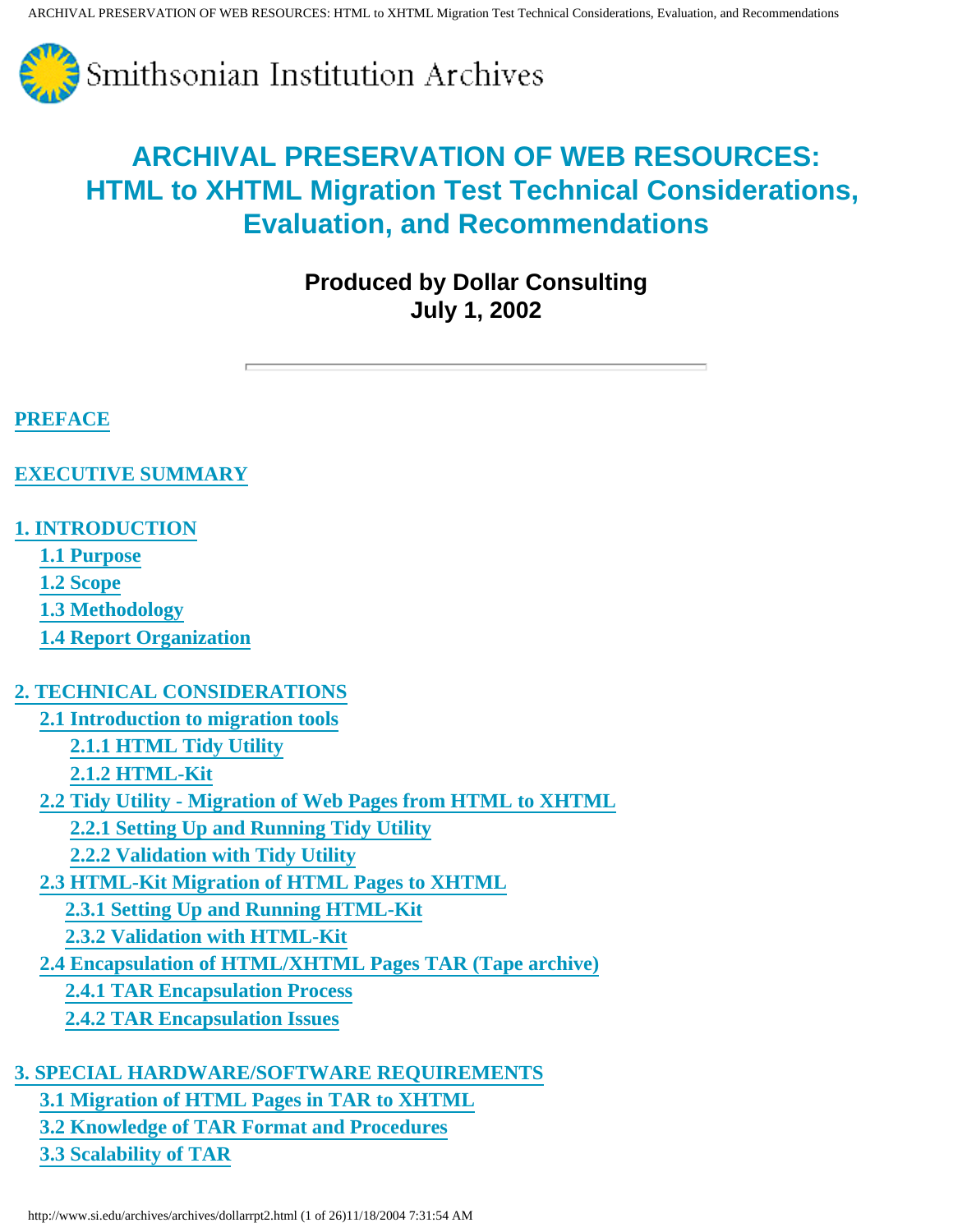Smithsonian Institution Archives

# ARCHIVAL PRESERVATION OF WEB RESOURCES: HTML to XHTML Migration Test Technical Considerations, Evaluation, and Recommendations

**Produced by Dollar Consulting**
**July 1, 2002**

---

**PREFACE**

**EXECUTIVE SUMMARY**

**1. INTRODUCTION**
- **1.1 Purpose**
- **1.2 Scope**
- **1.3 Methodology**
- **1.4 Report Organization**

**2. TECHNICAL CONSIDERATIONS**
- **2.1 Introduction to migration tools**
  - **2.1.1 HTML Tidy Utility**
  - **2.1.2 HTML-Kit**
- **2.2 Tidy Utility - Migration of Web Pages from HTML to XHTML**
  - **2.2.1 Setting Up and Running Tidy Utility**
  - **2.2.2 Validation with Tidy Utility**
- **2.3 HTML-Kit Migration of HTML Pages to XHTML**
  - **2.3.1 Setting Up and Running HTML-Kit**
  - **2.3.2 Validation with HTML-Kit**
- **2.4 Encapsulation of HTML/XHTML Pages TAR (Tape archive)**
  - **2.4.1 TAR Encapsulation Process**
  - **2.4.2 TAR Encapsulation Issues**

**3. SPECIAL HARDWARE/SOFTWARE REQUIREMENTS**
- **3.1 Migration of HTML Pages in TAR to XHTML**
- **3.2 Knowledge of TAR Format and Procedures**
- **3.3 Scalability of TAR**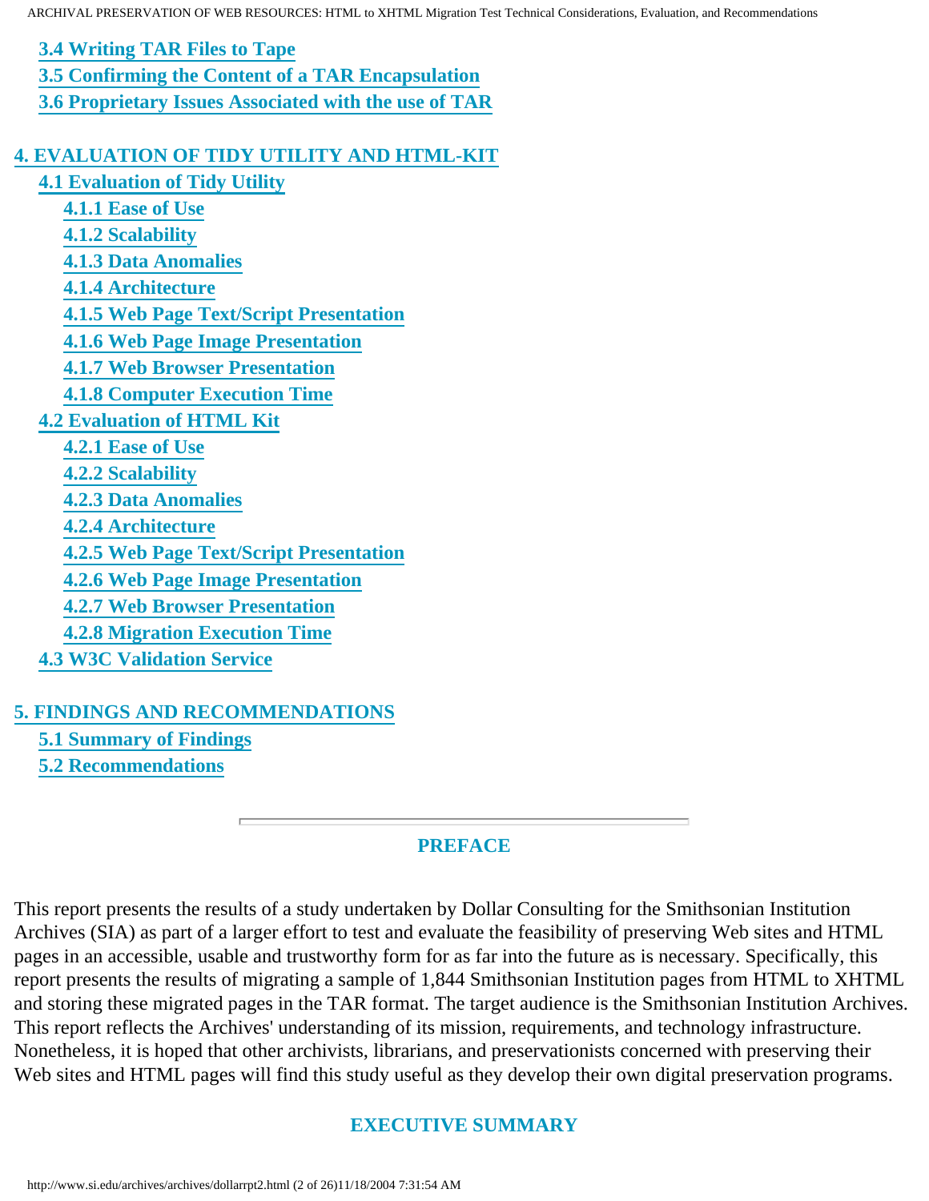- 3.4 Writing TAR Files to Tape
- 3.5 Confirming the Content of a TAR Encapsulation
- 3.6 Proprietary Issues Associated with the use of TAR

**4. EVALUATION OF TIDY UTILITY AND HTML-KIT**

- 4.1 Evaluation of Tidy Utility
  - 4.1.1 Ease of Use
  - 4.1.2 Scalability
  - 4.1.3 Data Anomalies
  - 4.1.4 Architecture
  - 4.1.5 Web Page Text/Script Presentation
  - 4.1.6 Web Page Image Presentation
  - 4.1.7 Web Browser Presentation
  - 4.1.8 Computer Execution Time
- 4.2 Evaluation of HTML Kit
  - 4.2.1 Ease of Use
  - 4.2.2 Scalability
  - 4.2.3 Data Anomalies
  - 4.2.4 Architecture
  - 4.2.5 Web Page Text/Script Presentation
  - 4.2.6 Web Page Image Presentation
  - 4.2.7 Web Browser Presentation
  - 4.2.8 Migration Execution Time
- 4.3 W3C Validation Service

**5. FINDINGS AND RECOMMENDATIONS**

- 5.1 Summary of Findings
- 5.2 Recommendations

---

## PREFACE

This report presents the results of a study undertaken by Dollar Consulting for the Smithsonian Institution Archives (SIA) as part of a larger effort to test and evaluate the feasibility of preserving Web sites and HTML pages in an accessible, usable and trustworthy form for as far into the future as is necessary. Specifically, this report presents the results of migrating a sample of 1,844 Smithsonian Institution pages from HTML to XHTML and storing these migrated pages in the TAR format. The target audience is the Smithsonian Institution Archives. This report reflects the Archives' understanding of its mission, requirements, and technology infrastructure. Nonetheless, it is hoped that other archivists, librarians, and preservationists concerned with preserving their Web sites and HTML pages will find this study useful as they develop their own digital preservation programs.

## EXECUTIVE SUMMARY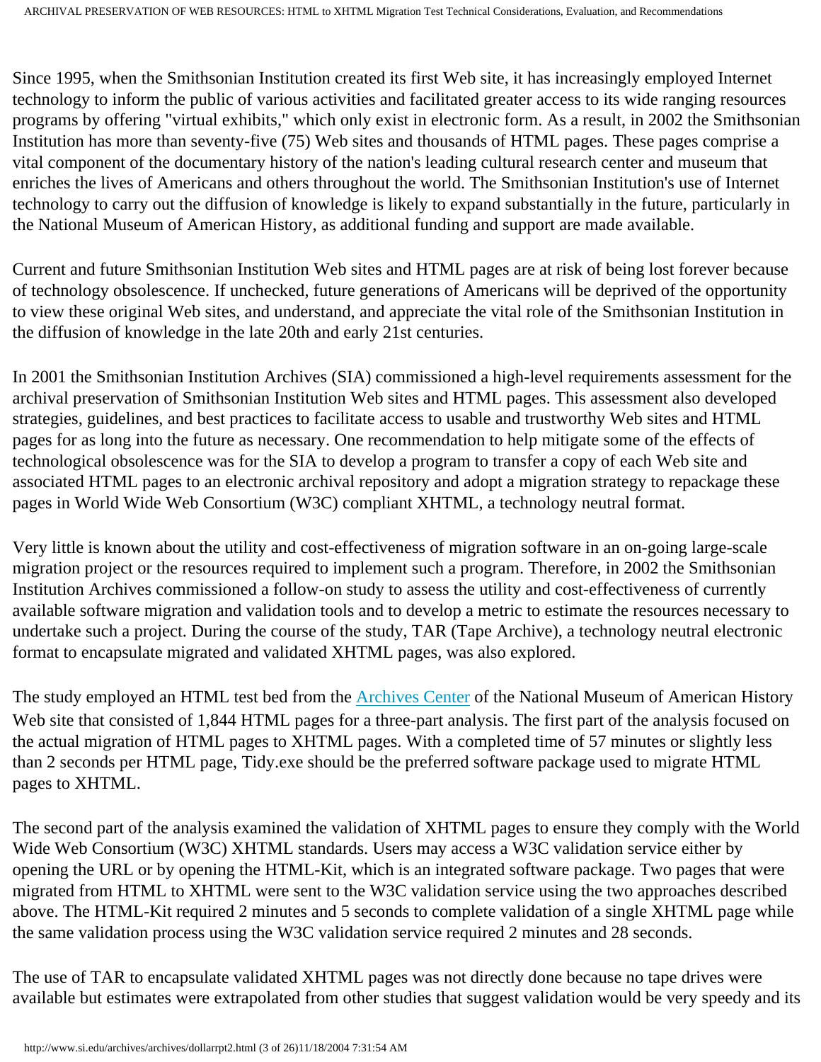Since 1995, when the Smithsonian Institution created its first Web site, it has increasingly employed Internet technology to inform the public of various activities and facilitated greater access to its wide ranging resources programs by offering "virtual exhibits," which only exist in electronic form. As a result, in 2002 the Smithsonian Institution has more than seventy-five (75) Web sites and thousands of HTML pages. These pages comprise a vital component of the documentary history of the nation's leading cultural research center and museum that enriches the lives of Americans and others throughout the world. The Smithsonian Institution's use of Internet technology to carry out the diffusion of knowledge is likely to expand substantially in the future, particularly in the National Museum of American History, as additional funding and support are made available.

Current and future Smithsonian Institution Web sites and HTML pages are at risk of being lost forever because of technology obsolescence. If unchecked, future generations of Americans will be deprived of the opportunity to view these original Web sites, and understand, and appreciate the vital role of the Smithsonian Institution in the diffusion of knowledge in the late 20th and early 21st centuries.

In 2001 the Smithsonian Institution Archives (SIA) commissioned a high-level requirements assessment for the archival preservation of Smithsonian Institution Web sites and HTML pages. This assessment also developed strategies, guidelines, and best practices to facilitate access to usable and trustworthy Web sites and HTML pages for as long into the future as necessary. One recommendation to help mitigate some of the effects of technological obsolescence was for the SIA to develop a program to transfer a copy of each Web site and associated HTML pages to an electronic archival repository and adopt a migration strategy to repackage these pages in World Wide Web Consortium (W3C) compliant XHTML, a technology neutral format.

Very little is known about the utility and cost-effectiveness of migration software in an on-going large-scale migration project or the resources required to implement such a program. Therefore, in 2002 the Smithsonian Institution Archives commissioned a follow-on study to assess the utility and cost-effectiveness of currently available software migration and validation tools and to develop a metric to estimate the resources necessary to undertake such a project. During the course of the study, TAR (Tape Archive), a technology neutral electronic format to encapsulate migrated and validated XHTML pages, was also explored.

The study employed an HTML test bed from the Archives Center of the National Museum of American History Web site that consisted of 1,844 HTML pages for a three-part analysis. The first part of the analysis focused on the actual migration of HTML pages to XHTML pages. With a completed time of 57 minutes or slightly less than 2 seconds per HTML page, Tidy.exe should be the preferred software package used to migrate HTML pages to XHTML.

The second part of the analysis examined the validation of XHTML pages to ensure they comply with the World Wide Web Consortium (W3C) XHTML standards. Users may access a W3C validation service either by opening the URL or by opening the HTML-Kit, which is an integrated software package. Two pages that were migrated from HTML to XHTML were sent to the W3C validation service using the two approaches described above. The HTML-Kit required 2 minutes and 5 seconds to complete validation of a single XHTML page while the same validation process using the W3C validation service required 2 minutes and 28 seconds.

The use of TAR to encapsulate validated XHTML pages was not directly done because no tape drives were available but estimates were extrapolated from other studies that suggest validation would be very speedy and its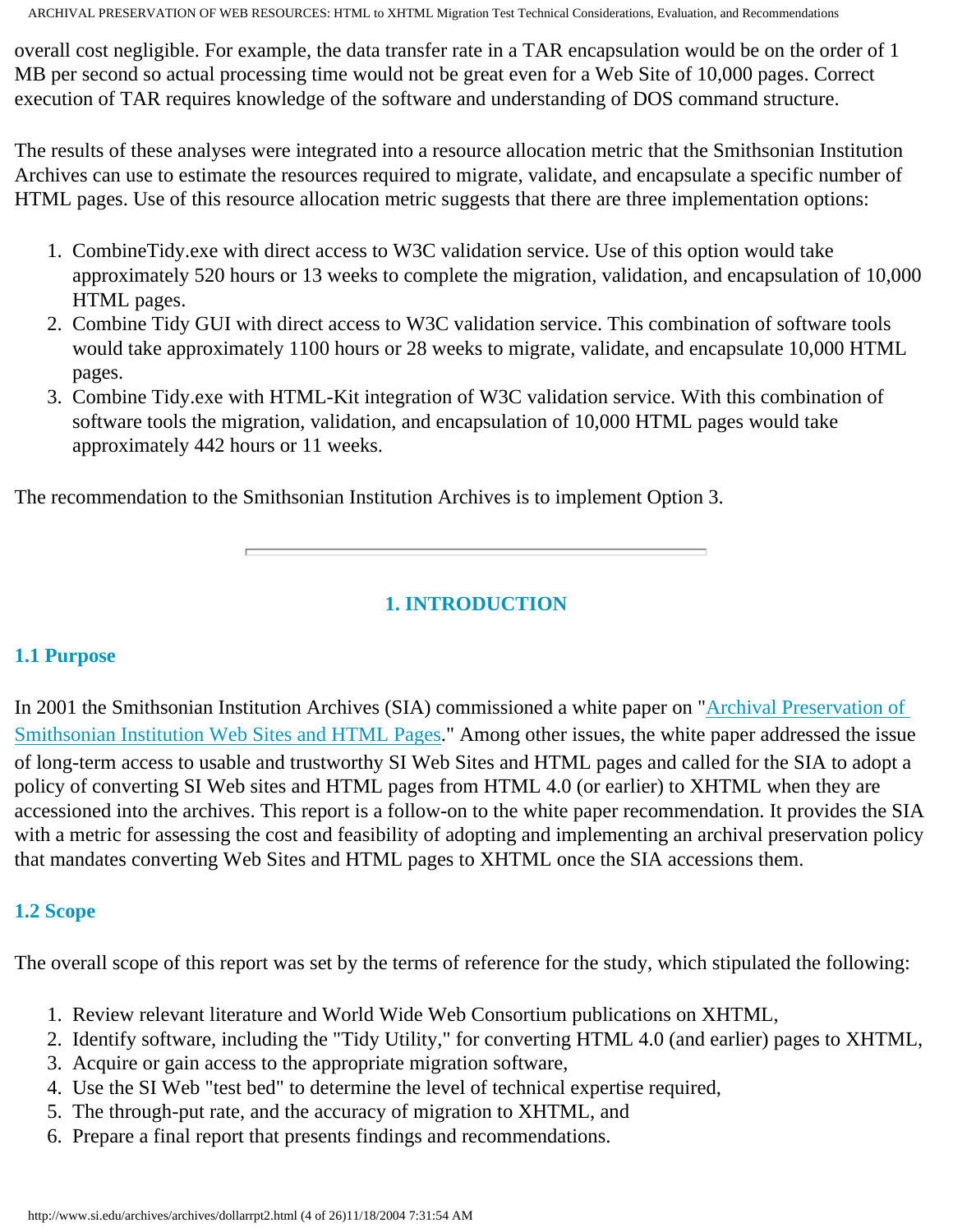overall cost negligible. For example, the data transfer rate in a TAR encapsulation would be on the order of 1 MB per second so actual processing time would not be great even for a Web Site of 10,000 pages. Correct execution of TAR requires knowledge of the software and understanding of DOS command structure.

The results of these analyses were integrated into a resource allocation metric that the Smithsonian Institution Archives can use to estimate the resources required to migrate, validate, and encapsulate a specific number of HTML pages. Use of this resource allocation metric suggests that there are three implementation options:

1. CombineTidy.exe with direct access to W3C validation service. Use of this option would take approximately 520 hours or 13 weeks to complete the migration, validation, and encapsulation of 10,000 HTML pages.
2. Combine Tidy GUI with direct access to W3C validation service. This combination of software tools would take approximately 1100 hours or 28 weeks to migrate, validate, and encapsulate 10,000 HTML pages.
3. Combine Tidy.exe with HTML-Kit integration of W3C validation service. With this combination of software tools the migration, validation, and encapsulation of 10,000 HTML pages would take approximately 442 hours or 11 weeks.

The recommendation to the Smithsonian Institution Archives is to implement Option 3.

---

## 1. INTRODUCTION

### 1.1 Purpose

In 2001 the Smithsonian Institution Archives (SIA) commissioned a white paper on "Archival Preservation of Smithsonian Institution Web Sites and HTML Pages." Among other issues, the white paper addressed the issue of long-term access to usable and trustworthy SI Web Sites and HTML pages and called for the SIA to adopt a policy of converting SI Web sites and HTML pages from HTML 4.0 (or earlier) to XHTML when they are accessioned into the archives. This report is a follow-on to the white paper recommendation. It provides the SIA with a metric for assessing the cost and feasibility of adopting and implementing an archival preservation policy that mandates converting Web Sites and HTML pages to XHTML once the SIA accessions them.

### 1.2 Scope

The overall scope of this report was set by the terms of reference for the study, which stipulated the following:

1. Review relevant literature and World Wide Web Consortium publications on XHTML,
2. Identify software, including the "Tidy Utility," for converting HTML 4.0 (and earlier) pages to XHTML,
3. Acquire or gain access to the appropriate migration software,
4. Use the SI Web "test bed" to determine the level of technical expertise required,
5. The through-put rate, and the accuracy of migration to XHTML, and
6. Prepare a final report that presents findings and recommendations.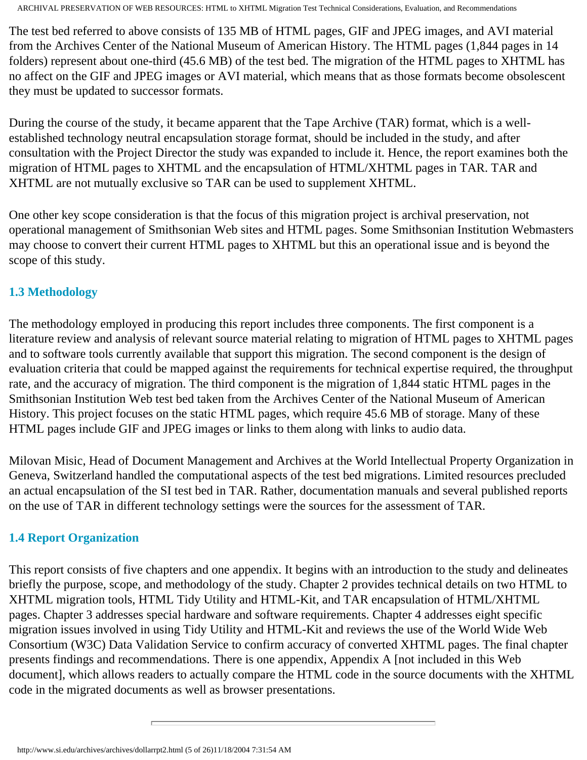The test bed referred to above consists of 135 MB of HTML pages, GIF and JPEG images, and AVI material from the Archives Center of the National Museum of American History. The HTML pages (1,844 pages in 14 folders) represent about one-third (45.6 MB) of the test bed. The migration of the HTML pages to XHTML has no affect on the GIF and JPEG images or AVI material, which means that as those formats become obsolescent they must be updated to successor formats.

During the course of the study, it became apparent that the Tape Archive (TAR) format, which is a well-established technology neutral encapsulation storage format, should be included in the study, and after consultation with the Project Director the study was expanded to include it. Hence, the report examines both the migration of HTML pages to XHTML and the encapsulation of HTML/XHTML pages in TAR. TAR and XHTML are not mutually exclusive so TAR can be used to supplement XHTML.

One other key scope consideration is that the focus of this migration project is archival preservation, not operational management of Smithsonian Web sites and HTML pages. Some Smithsonian Institution Webmasters may choose to convert their current HTML pages to XHTML but this an operational issue and is beyond the scope of this study.

### 1.3 Methodology

The methodology employed in producing this report includes three components. The first component is a literature review and analysis of relevant source material relating to migration of HTML pages to XHTML pages and to software tools currently available that support this migration. The second component is the design of evaluation criteria that could be mapped against the requirements for technical expertise required, the throughput rate, and the accuracy of migration. The third component is the migration of 1,844 static HTML pages in the Smithsonian Institution Web test bed taken from the Archives Center of the National Museum of American History. This project focuses on the static HTML pages, which require 45.6 MB of storage. Many of these HTML pages include GIF and JPEG images or links to them along with links to audio data.

Milovan Misic, Head of Document Management and Archives at the World Intellectual Property Organization in Geneva, Switzerland handled the computational aspects of the test bed migrations. Limited resources precluded an actual encapsulation of the SI test bed in TAR. Rather, documentation manuals and several published reports on the use of TAR in different technology settings were the sources for the assessment of TAR.

### 1.4 Report Organization

This report consists of five chapters and one appendix. It begins with an introduction to the study and delineates briefly the purpose, scope, and methodology of the study. Chapter 2 provides technical details on two HTML to XHTML migration tools, HTML Tidy Utility and HTML-Kit, and TAR encapsulation of HTML/XHTML pages. Chapter 3 addresses special hardware and software requirements. Chapter 4 addresses eight specific migration issues involved in using Tidy Utility and HTML-Kit and reviews the use of the World Wide Web Consortium (W3C) Data Validation Service to confirm accuracy of converted XHTML pages. The final chapter presents findings and recommendations. There is one appendix, Appendix A [not included in this Web document], which allows readers to actually compare the HTML code in the source documents with the XHTML code in the migrated documents as well as browser presentations.

---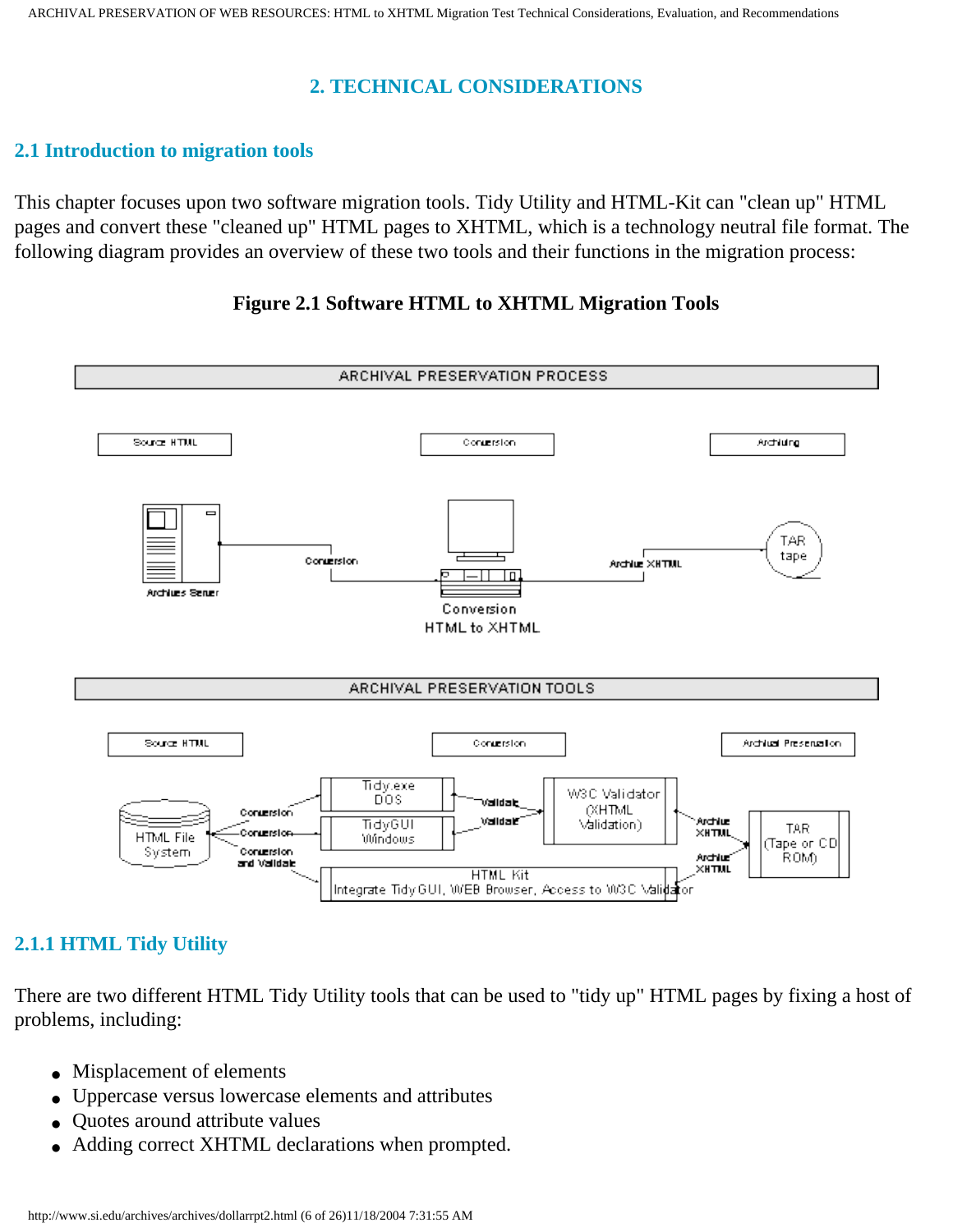# 2. TECHNICAL CONSIDERATIONS

## 2.1 Introduction to migration tools

This chapter focuses upon two software migration tools. Tidy Utility and HTML-Kit can "clean up" HTML pages and convert these "cleaned up" HTML pages to XHTML, which is a technology neutral file format. The following diagram provides an overview of these two tools and their functions in the migration process:

**Figure 2.1 Software HTML to XHTML Migration Tools**

### 2.1.1 HTML Tidy Utility

There are two different HTML Tidy Utility tools that can be used to "tidy up" HTML pages by fixing a host of problems, including:

- Misplacement of elements
- Uppercase versus lowercase elements and attributes
- Quotes around attribute values
- Adding correct XHTML declarations when prompted.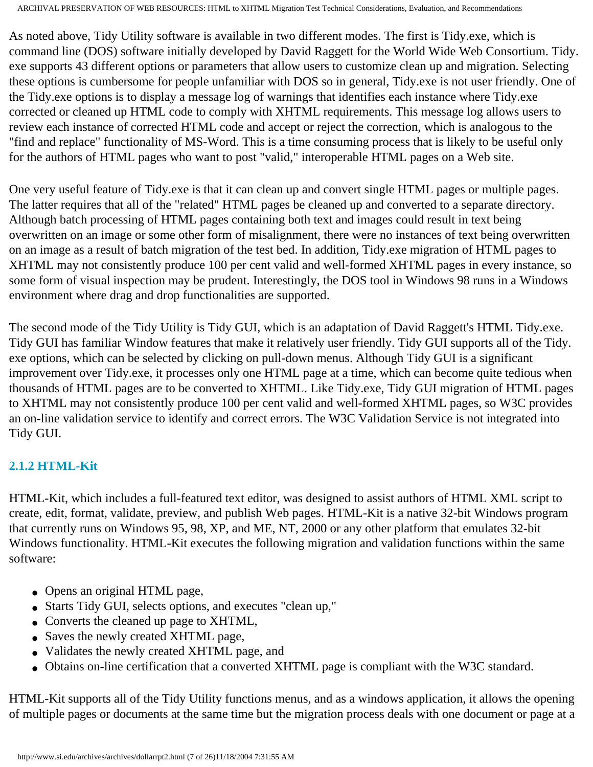As noted above, Tidy Utility software is available in two different modes. The first is Tidy.exe, which is command line (DOS) software initially developed by David Raggett for the World Wide Web Consortium. Tidy.exe supports 43 different options or parameters that allow users to customize clean up and migration. Selecting these options is cumbersome for people unfamiliar with DOS so in general, Tidy.exe is not user friendly. One of the Tidy.exe options is to display a message log of warnings that identifies each instance where Tidy.exe corrected or cleaned up HTML code to comply with XHTML requirements. This message log allows users to review each instance of corrected HTML code and accept or reject the correction, which is analogous to the "find and replace" functionality of MS-Word. This is a time consuming process that is likely to be useful only for the authors of HTML pages who want to post "valid," interoperable HTML pages on a Web site.

One very useful feature of Tidy.exe is that it can clean up and convert single HTML pages or multiple pages. The latter requires that all of the "related" HTML pages be cleaned up and converted to a separate directory. Although batch processing of HTML pages containing both text and images could result in text being overwritten on an image or some other form of misalignment, there were no instances of text being overwritten on an image as a result of batch migration of the test bed. In addition, Tidy.exe migration of HTML pages to XHTML may not consistently produce 100 per cent valid and well-formed XHTML pages in every instance, so some form of visual inspection may be prudent. Interestingly, the DOS tool in Windows 98 runs in a Windows environment where drag and drop functionalities are supported.

The second mode of the Tidy Utility is Tidy GUI, which is an adaptation of David Raggett's HTML Tidy.exe. Tidy GUI has familiar Window features that make it relatively user friendly. Tidy GUI supports all of the Tidy.exe options, which can be selected by clicking on pull-down menus. Although Tidy GUI is a significant improvement over Tidy.exe, it processes only one HTML page at a time, which can become quite tedious when thousands of HTML pages are to be converted to XHTML. Like Tidy.exe, Tidy GUI migration of HTML pages to XHTML may not consistently produce 100 per cent valid and well-formed XHTML pages, so W3C provides an on-line validation service to identify and correct errors. The W3C Validation Service is not integrated into Tidy GUI.

### 2.1.2 HTML-Kit

HTML-Kit, which includes a full-featured text editor, was designed to assist authors of HTML XML script to create, edit, format, validate, preview, and publish Web pages. HTML-Kit is a native 32-bit Windows program that currently runs on Windows 95, 98, XP, and ME, NT, 2000 or any other platform that emulates 32-bit Windows functionality. HTML-Kit executes the following migration and validation functions within the same software:

- Opens an original HTML page,
- Starts Tidy GUI, selects options, and executes "clean up,"
- Converts the cleaned up page to XHTML,
- Saves the newly created XHTML page,
- Validates the newly created XHTML page, and
- Obtains on-line certification that a converted XHTML page is compliant with the W3C standard.

HTML-Kit supports all of the Tidy Utility functions menus, and as a windows application, it allows the opening of multiple pages or documents at the same time but the migration process deals with one document or page at a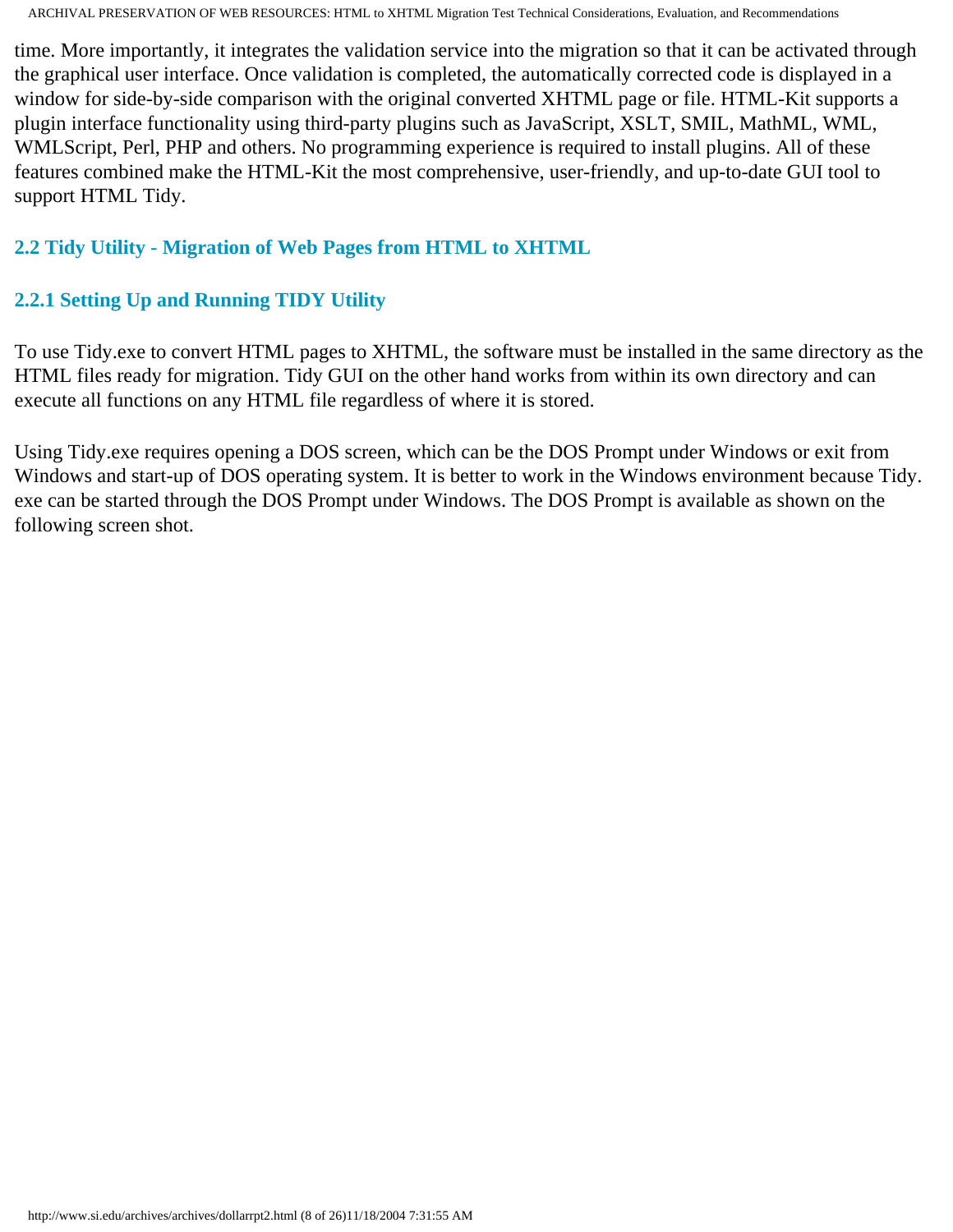time. More importantly, it integrates the validation service into the migration so that it can be activated through the graphical user interface. Once validation is completed, the automatically corrected code is displayed in a window for side-by-side comparison with the original converted XHTML page or file. HTML-Kit supports a plugin interface functionality using third-party plugins such as JavaScript, XSLT, SMIL, MathML, WML, WMLScript, Perl, PHP and others. No programming experience is required to install plugins. All of these features combined make the HTML-Kit the most comprehensive, user-friendly, and up-to-date GUI tool to support HTML Tidy.

## 2.2 Tidy Utility - Migration of Web Pages from HTML to XHTML

### 2.2.1 Setting Up and Running TIDY Utility

To use Tidy.exe to convert HTML pages to XHTML, the software must be installed in the same directory as the HTML files ready for migration. Tidy GUI on the other hand works from within its own directory and can execute all functions on any HTML file regardless of where it is stored.

Using Tidy.exe requires opening a DOS screen, which can be the DOS Prompt under Windows or exit from Windows and start-up of DOS operating system. It is better to work in the Windows environment because Tidy.exe can be started through the DOS Prompt under Windows. The DOS Prompt is available as shown on the following screen shot.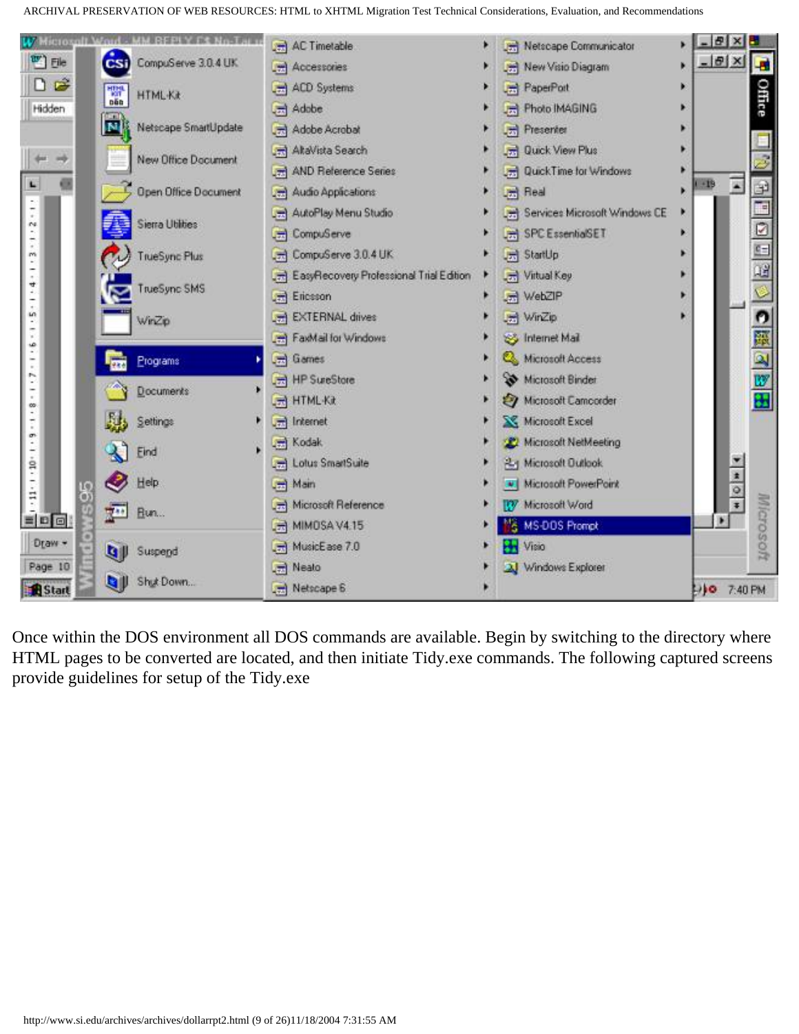Once within the DOS environment all DOS commands are available. Begin by switching to the directory where HTML pages to be converted are located, and then initiate Tidy.exe commands. The following captured screens provide guidelines for setup of the Tidy.exe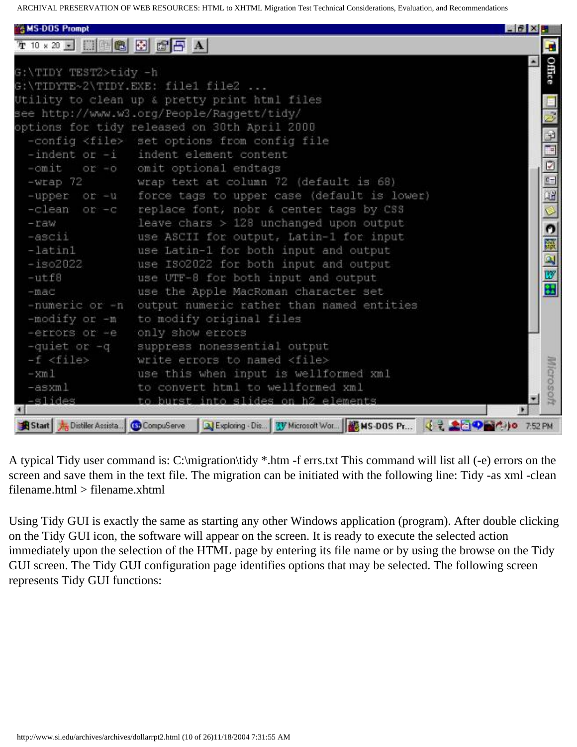```
G:\TIDY TEST2>tidy -h
G:\TIDYTE~2\TIDY.EXE: file1 file2 ...
Utility to clean up & pretty print html files
see http://www.w3.org/People/Raggett/tidy/
options for tidy released on 30th April 2000
  -config <file>  set options from config file
  -indent or -i   indent element content
  -omit   or -o   omit optional endtags
  -wrap 72        wrap text at column 72 (default is 68)
  -upper  or -u   force tags to upper case (default is lower)
  -clean  or -c   replace font, nobr & center tags by CSS
  -raw            leave chars > 128 unchanged upon output
  -ascii          use ASCII for output, Latin-1 for input
  -latin1         use Latin-1 for both input and output
  -iso2022        use ISO2022 for both input and output
  -utf8           use UTF-8 for both input and output
  -mac            use the Apple MacRoman character set
  -numeric or -n  output numeric rather than named entities
  -modify or -m   to modify original files
  -errors or -e   only show errors
  -quiet or -q    suppress nonessential output
  -f <file>       write errors to named <file>
  -xml            use this when input is wellformed xml
  -asxml          to convert html to wellformed xml
  -slides         to burst into slides on h2 elements
```

A typical Tidy user command is: C:\migration\tidy *.htm -f errs.txt This command will list all (-e) errors on the screen and save them in the text file. The migration can be initiated with the following line: Tidy -as xml -clean filename.html > filename.xhtml

Using Tidy GUI is exactly the same as starting any other Windows application (program). After double clicking on the Tidy GUI icon, the software will appear on the screen. It is ready to execute the selected action immediately upon the selection of the HTML page by entering its file name or by using the browse on the Tidy GUI screen. The Tidy GUI configuration page identifies options that may be selected. The following screen represents Tidy GUI functions: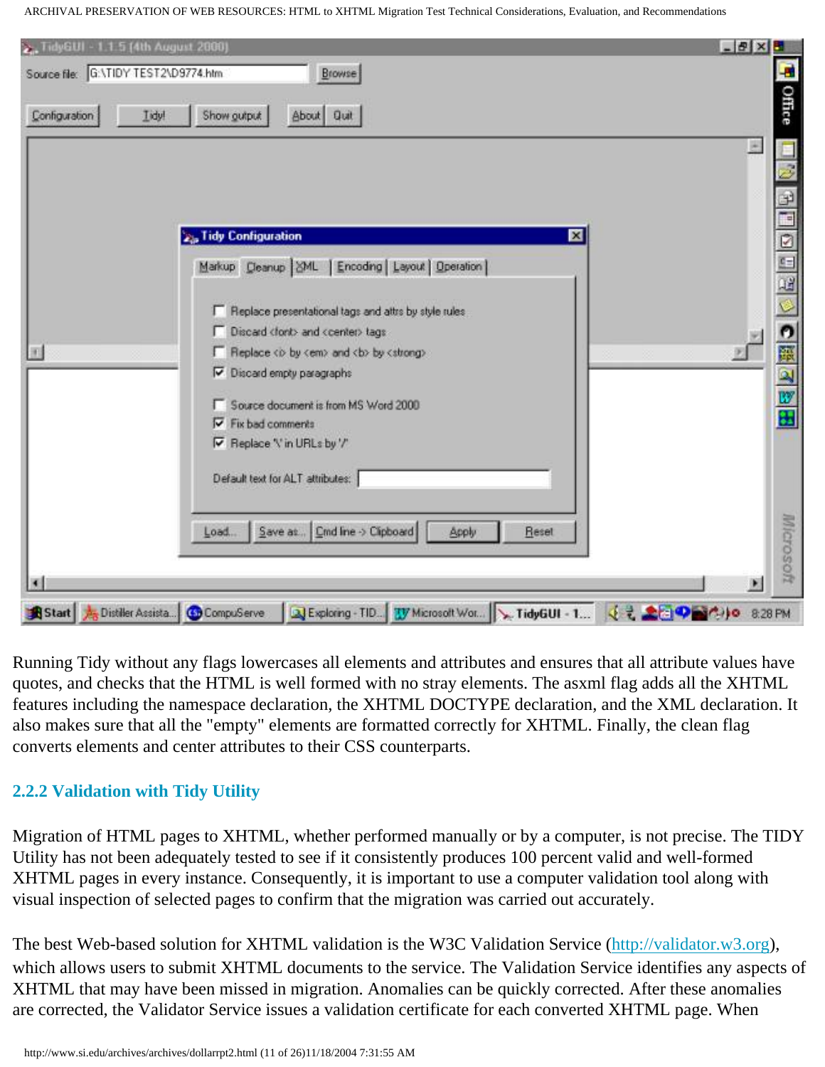Running Tidy without any flags lowercases all elements and attributes and ensures that all attribute values have quotes, and checks that the HTML is well formed with no stray elements. The asxml flag adds all the XHTML features including the namespace declaration, the XHTML DOCTYPE declaration, and the XML declaration. It also makes sure that all the "empty" elements are formatted correctly for XHTML. Finally, the clean flag converts elements and center attributes to their CSS counterparts.

### 2.2.2 Validation with Tidy Utility

Migration of HTML pages to XHTML, whether performed manually or by a computer, is not precise. The TIDY Utility has not been adequately tested to see if it consistently produces 100 percent valid and well-formed XHTML pages in every instance. Consequently, it is important to use a computer validation tool along with visual inspection of selected pages to confirm that the migration was carried out accurately.

The best Web-based solution for XHTML validation is the W3C Validation Service (http://validator.w3.org), which allows users to submit XHTML documents to the service. The Validation Service identifies any aspects of XHTML that may have been missed in migration. Anomalies can be quickly corrected. After these anomalies are corrected, the Validator Service issues a validation certificate for each converted XHTML page. When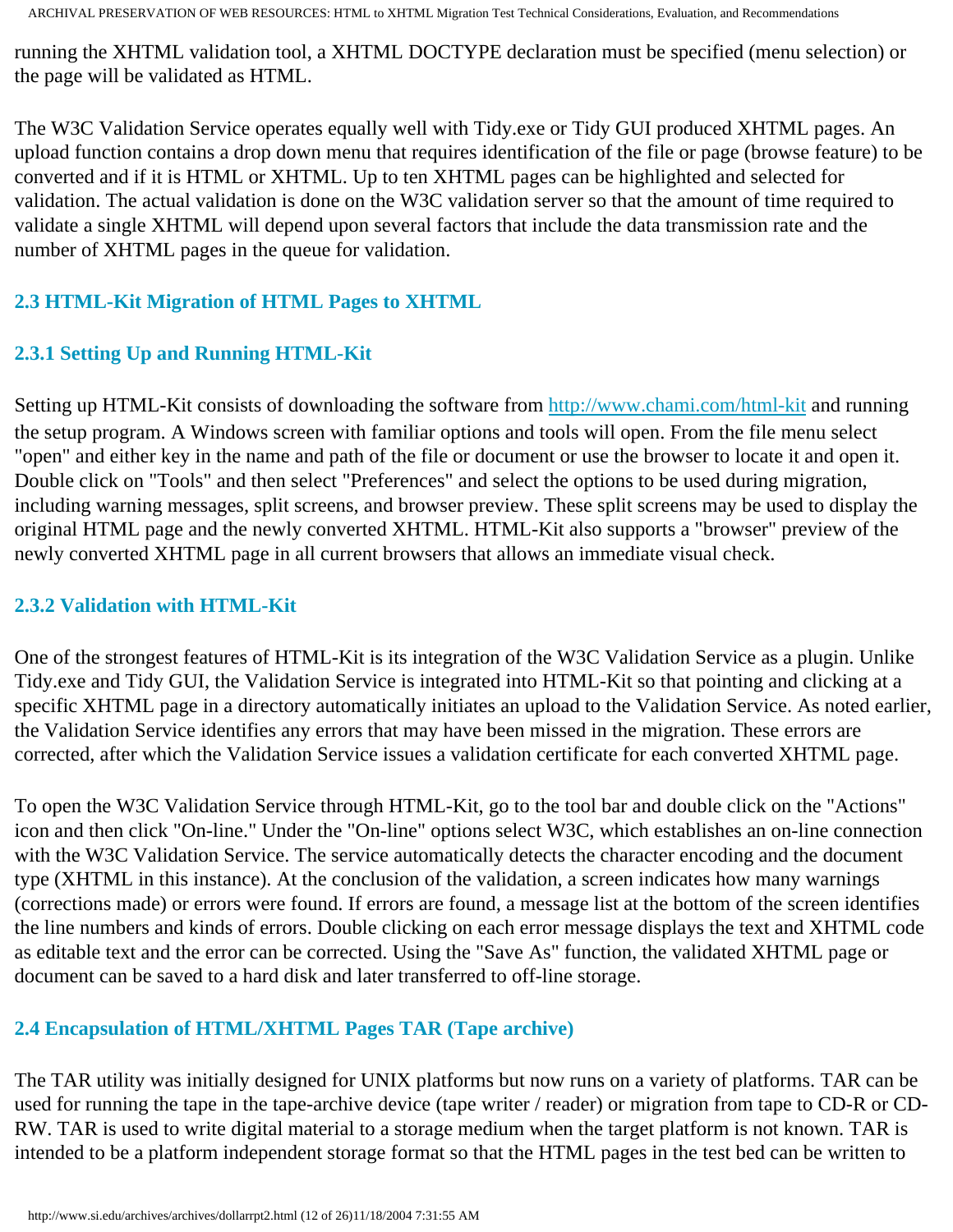running the XHTML validation tool, a XHTML DOCTYPE declaration must be specified (menu selection) or the page will be validated as HTML.

The W3C Validation Service operates equally well with Tidy.exe or Tidy GUI produced XHTML pages. An upload function contains a drop down menu that requires identification of the file or page (browse feature) to be converted and if it is HTML or XHTML. Up to ten XHTML pages can be highlighted and selected for validation. The actual validation is done on the W3C validation server so that the amount of time required to validate a single XHTML will depend upon several factors that include the data transmission rate and the number of XHTML pages in the queue for validation.

### 2.3 HTML-Kit Migration of HTML Pages to XHTML

#### 2.3.1 Setting Up and Running HTML-Kit

Setting up HTML-Kit consists of downloading the software from http://www.chami.com/html-kit and running the setup program. A Windows screen with familiar options and tools will open. From the file menu select "open" and either key in the name and path of the file or document or use the browser to locate it and open it. Double click on "Tools" and then select "Preferences" and select the options to be used during migration, including warning messages, split screens, and browser preview. These split screens may be used to display the original HTML page and the newly converted XHTML. HTML-Kit also supports a "browser" preview of the newly converted XHTML page in all current browsers that allows an immediate visual check.

#### 2.3.2 Validation with HTML-Kit

One of the strongest features of HTML-Kit is its integration of the W3C Validation Service as a plugin. Unlike Tidy.exe and Tidy GUI, the Validation Service is integrated into HTML-Kit so that pointing and clicking at a specific XHTML page in a directory automatically initiates an upload to the Validation Service. As noted earlier, the Validation Service identifies any errors that may have been missed in the migration. These errors are corrected, after which the Validation Service issues a validation certificate for each converted XHTML page.

To open the W3C Validation Service through HTML-Kit, go to the tool bar and double click on the "Actions" icon and then click "On-line." Under the "On-line" options select W3C, which establishes an on-line connection with the W3C Validation Service. The service automatically detects the character encoding and the document type (XHTML in this instance). At the conclusion of the validation, a screen indicates how many warnings (corrections made) or errors were found. If errors are found, a message list at the bottom of the screen identifies the line numbers and kinds of errors. Double clicking on each error message displays the text and XHTML code as editable text and the error can be corrected. Using the "Save As" function, the validated XHTML page or document can be saved to a hard disk and later transferred to off-line storage.

### 2.4 Encapsulation of HTML/XHTML Pages TAR (Tape archive)

The TAR utility was initially designed for UNIX platforms but now runs on a variety of platforms. TAR can be used for running the tape in the tape-archive device (tape writer / reader) or migration from tape to CD-R or CD-RW. TAR is used to write digital material to a storage medium when the target platform is not known. TAR is intended to be a platform independent storage format so that the HTML pages in the test bed can be written to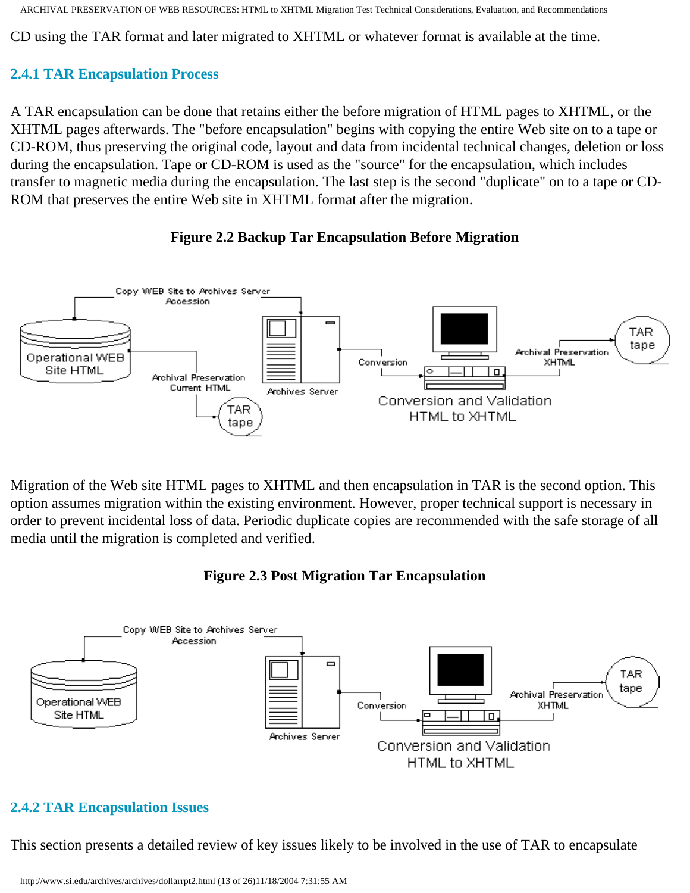CD using the TAR format and later migrated to XHTML or whatever format is available at the time.

### 2.4.1 TAR Encapsulation Process

A TAR encapsulation can be done that retains either the before migration of HTML pages to XHTML, or the XHTML pages afterwards. The "before encapsulation" begins with copying the entire Web site on to a tape or CD-ROM, thus preserving the original code, layout and data from incidental technical changes, deletion or loss during the encapsulation. Tape or CD-ROM is used as the "source" for the encapsulation, which includes transfer to magnetic media during the encapsulation. The last step is the second "duplicate" on to a tape or CD-ROM that preserves the entire Web site in XHTML format after the migration.

**Figure 2.2 Backup Tar Encapsulation Before Migration**

Copy WEB Site to Archives Server Accession

Operational WEB Site HTML

Archival Preservation Current HTML

TAR tape

Archives Server

Conversion

Conversion and Validation HTML to XHTML

Archival Preservation XHTML

TAR tape

Migration of the Web site HTML pages to XHTML and then encapsulation in TAR is the second option. This option assumes migration within the existing environment. However, proper technical support is necessary in order to prevent incidental loss of data. Periodic duplicate copies are recommended with the safe storage of all media until the migration is completed and verified.

**Figure 2.3 Post Migration Tar Encapsulation**

Copy WEB Site to Archives Server Accession

Operational WEB Site HTML

Archives Server

Conversion

Conversion and Validation HTML to XHTML

Archival Preservation XHTML

TAR tape

### 2.4.2 TAR Encapsulation Issues

This section presents a detailed review of key issues likely to be involved in the use of TAR to encapsulate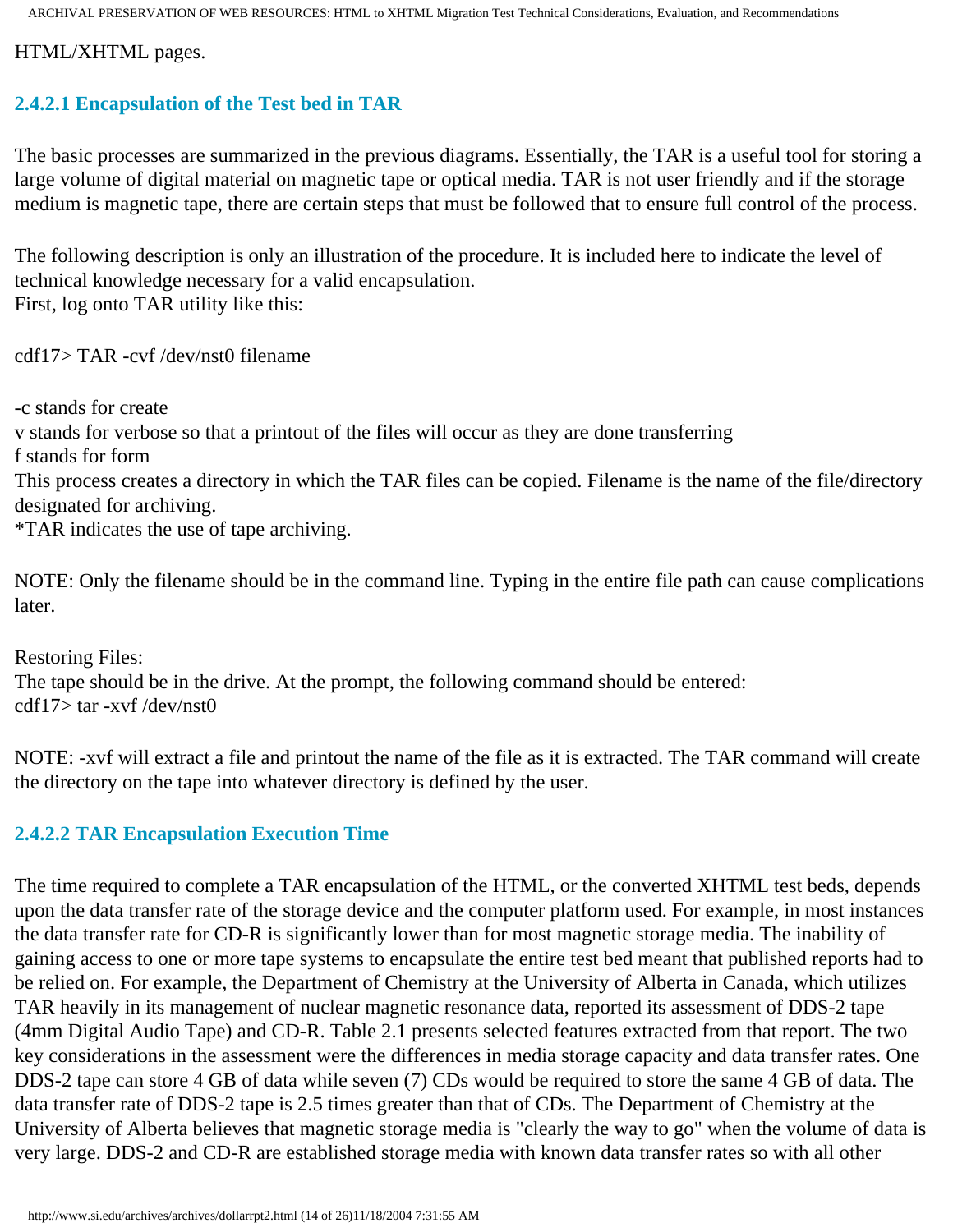HTML/XHTML pages.

### 2.4.2.1 Encapsulation of the Test bed in TAR

The basic processes are summarized in the previous diagrams. Essentially, the TAR is a useful tool for storing a large volume of digital material on magnetic tape or optical media. TAR is not user friendly and if the storage medium is magnetic tape, there are certain steps that must be followed that to ensure full control of the process.

The following description is only an illustration of the procedure. It is included here to indicate the level of technical knowledge necessary for a valid encapsulation.
First, log onto TAR utility like this:

```
cdf17> TAR -cvf /dev/nst0 filename
```

-c stands for create
v stands for verbose so that a printout of the files will occur as they are done transferring
f stands for form
This process creates a directory in which the TAR files can be copied. Filename is the name of the file/directory designated for archiving.
*TAR indicates the use of tape archiving.

NOTE: Only the filename should be in the command line. Typing in the entire file path can cause complications later.

Restoring Files:
The tape should be in the drive. At the prompt, the following command should be entered:

```
cdf17> tar -xvf /dev/nst0
```

NOTE: -xvf will extract a file and printout the name of the file as it is extracted. The TAR command will create the directory on the tape into whatever directory is defined by the user.

### 2.4.2.2 TAR Encapsulation Execution Time

The time required to complete a TAR encapsulation of the HTML, or the converted XHTML test beds, depends upon the data transfer rate of the storage device and the computer platform used. For example, in most instances the data transfer rate for CD-R is significantly lower than for most magnetic storage media. The inability of gaining access to one or more tape systems to encapsulate the entire test bed meant that published reports had to be relied on. For example, the Department of Chemistry at the University of Alberta in Canada, which utilizes TAR heavily in its management of nuclear magnetic resonance data, reported its assessment of DDS-2 tape (4mm Digital Audio Tape) and CD-R. Table 2.1 presents selected features extracted from that report. The two key considerations in the assessment were the differences in media storage capacity and data transfer rates. One DDS-2 tape can store 4 GB of data while seven (7) CDs would be required to store the same 4 GB of data. The data transfer rate of DDS-2 tape is 2.5 times greater than that of CDs. The Department of Chemistry at the University of Alberta believes that magnetic storage media is "clearly the way to go" when the volume of data is very large. DDS-2 and CD-R are established storage media with known data transfer rates so with all other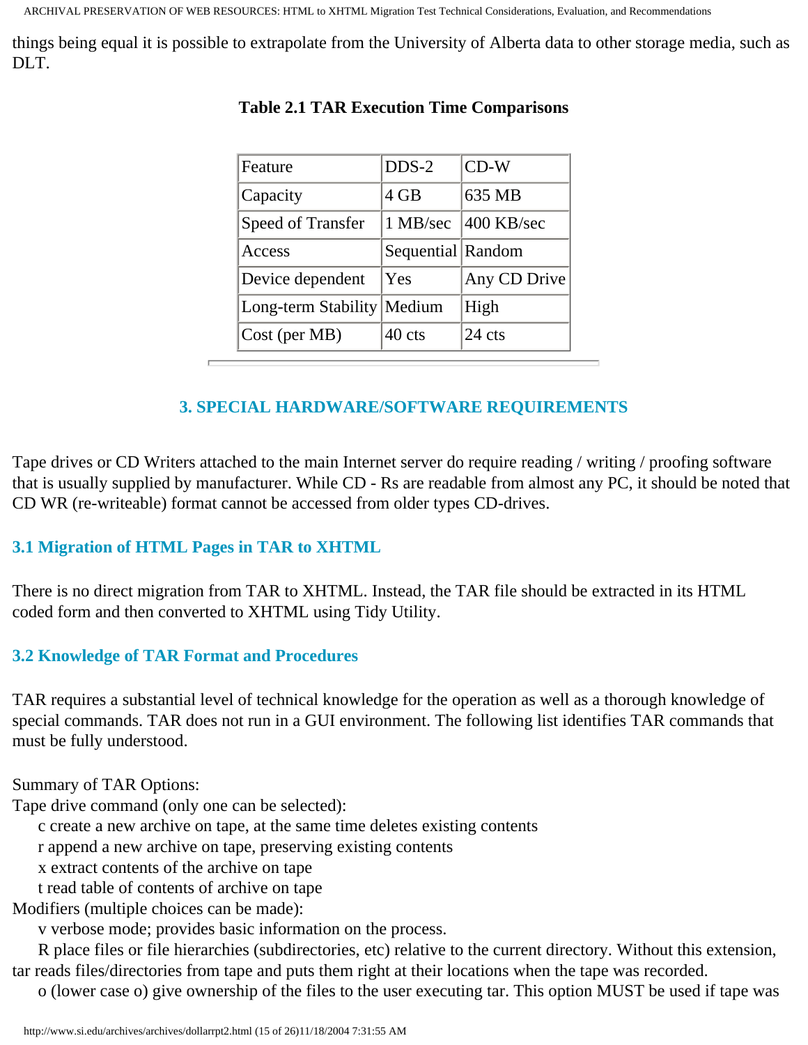things being equal it is possible to extrapolate from the University of Alberta data to other storage media, such as DLT.

**Table 2.1 TAR Execution Time Comparisons**

| Feature | DDS-2 | CD-W |
|---|---|---|
| Capacity | 4 GB | 635 MB |
| Speed of Transfer | 1 MB/sec | 400 KB/sec |
| Access | Sequential | Random |
| Device dependent | Yes | Any CD Drive |
| Long-term Stability | Medium | High |
| Cost (per MB) | 40 cts | 24 cts |

---

## 3. SPECIAL HARDWARE/SOFTWARE REQUIREMENTS

Tape drives or CD Writers attached to the main Internet server do require reading / writing / proofing software that is usually supplied by manufacturer. While CD - Rs are readable from almost any PC, it should be noted that CD WR (re-writeable) format cannot be accessed from older types CD-drives.

### 3.1 Migration of HTML Pages in TAR to XHTML

There is no direct migration from TAR to XHTML. Instead, the TAR file should be extracted in its HTML coded form and then converted to XHTML using Tidy Utility.

### 3.2 Knowledge of TAR Format and Procedures

TAR requires a substantial level of technical knowledge for the operation as well as a thorough knowledge of special commands. TAR does not run in a GUI environment. The following list identifies TAR commands that must be fully understood.

Summary of TAR Options:
Tape drive command (only one can be selected):
    c create a new archive on tape, at the same time deletes existing contents
    r append a new archive on tape, preserving existing contents
    x extract contents of the archive on tape
    t read table of contents of archive on tape
Modifiers (multiple choices can be made):
    v verbose mode; provides basic information on the process.
    R place files or file hierarchies (subdirectories, etc) relative to the current directory. Without this extension, tar reads files/directories from tape and puts them right at their locations when the tape was recorded.
    o (lower case o) give ownership of the files to the user executing tar. This option MUST be used if tape was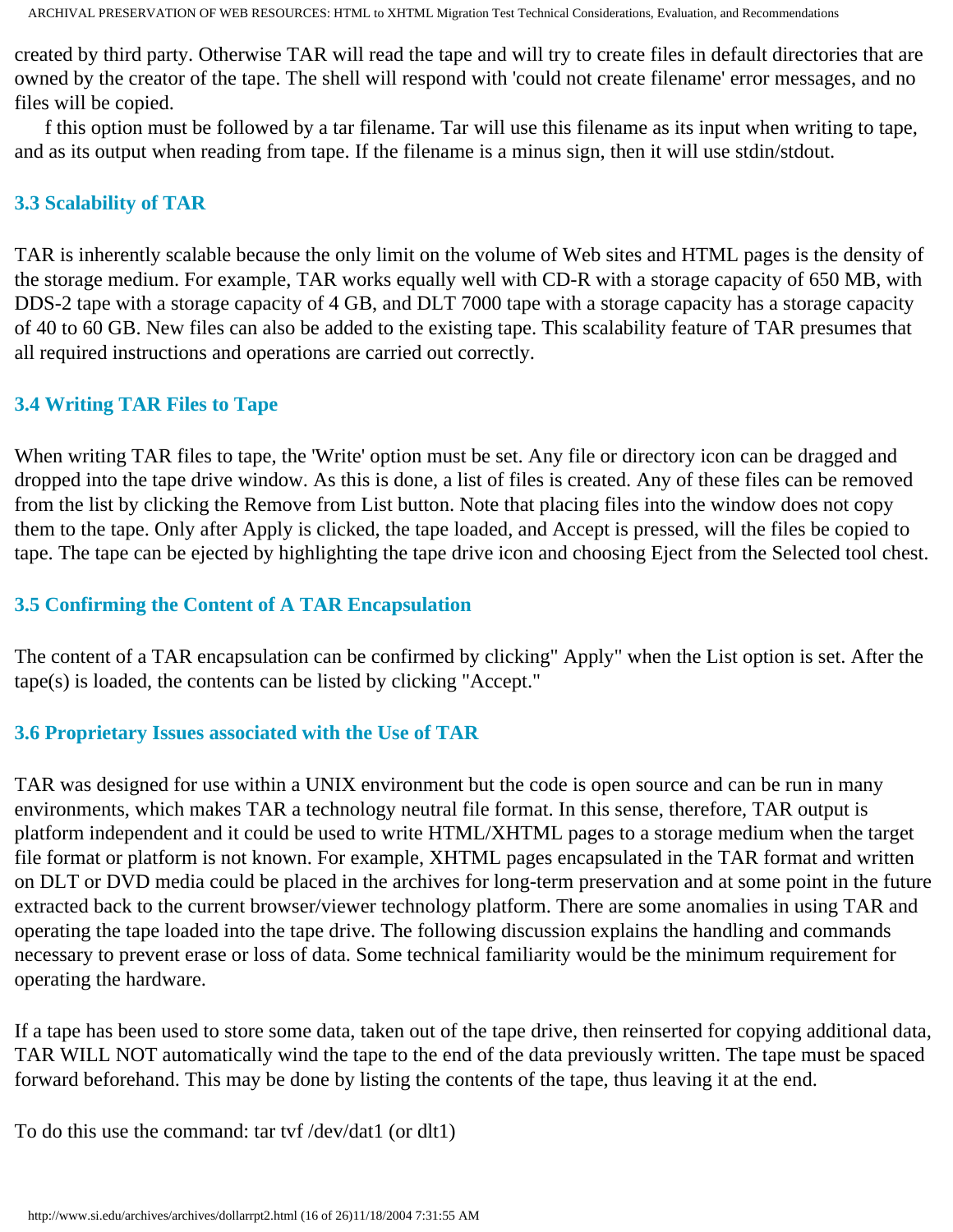created by third party. Otherwise TAR will read the tape and will try to create files in default directories that are owned by the creator of the tape. The shell will respond with 'could not create filename' error messages, and no files will be copied.

f this option must be followed by a tar filename. Tar will use this filename as its input when writing to tape, and as its output when reading from tape. If the filename is a minus sign, then it will use stdin/stdout.

### 3.3 Scalability of TAR

TAR is inherently scalable because the only limit on the volume of Web sites and HTML pages is the density of the storage medium. For example, TAR works equally well with CD-R with a storage capacity of 650 MB, with DDS-2 tape with a storage capacity of 4 GB, and DLT 7000 tape with a storage capacity has a storage capacity of 40 to 60 GB. New files can also be added to the existing tape. This scalability feature of TAR presumes that all required instructions and operations are carried out correctly.

### 3.4 Writing TAR Files to Tape

When writing TAR files to tape, the 'Write' option must be set. Any file or directory icon can be dragged and dropped into the tape drive window. As this is done, a list of files is created. Any of these files can be removed from the list by clicking the Remove from List button. Note that placing files into the window does not copy them to the tape. Only after Apply is clicked, the tape loaded, and Accept is pressed, will the files be copied to tape. The tape can be ejected by highlighting the tape drive icon and choosing Eject from the Selected tool chest.

### 3.5 Confirming the Content of A TAR Encapsulation

The content of a TAR encapsulation can be confirmed by clicking" Apply" when the List option is set. After the tape(s) is loaded, the contents can be listed by clicking "Accept."

### 3.6 Proprietary Issues associated with the Use of TAR

TAR was designed for use within a UNIX environment but the code is open source and can be run in many environments, which makes TAR a technology neutral file format. In this sense, therefore, TAR output is platform independent and it could be used to write HTML/XHTML pages to a storage medium when the target file format or platform is not known. For example, XHTML pages encapsulated in the TAR format and written on DLT or DVD media could be placed in the archives for long-term preservation and at some point in the future extracted back to the current browser/viewer technology platform. There are some anomalies in using TAR and operating the tape loaded into the tape drive. The following discussion explains the handling and commands necessary to prevent erase or loss of data. Some technical familiarity would be the minimum requirement for operating the hardware.

If a tape has been used to store some data, taken out of the tape drive, then reinserted for copying additional data, TAR WILL NOT automatically wind the tape to the end of the data previously written. The tape must be spaced forward beforehand. This may be done by listing the contents of the tape, thus leaving it at the end.

To do this use the command: tar tvf /dev/dat1 (or dlt1)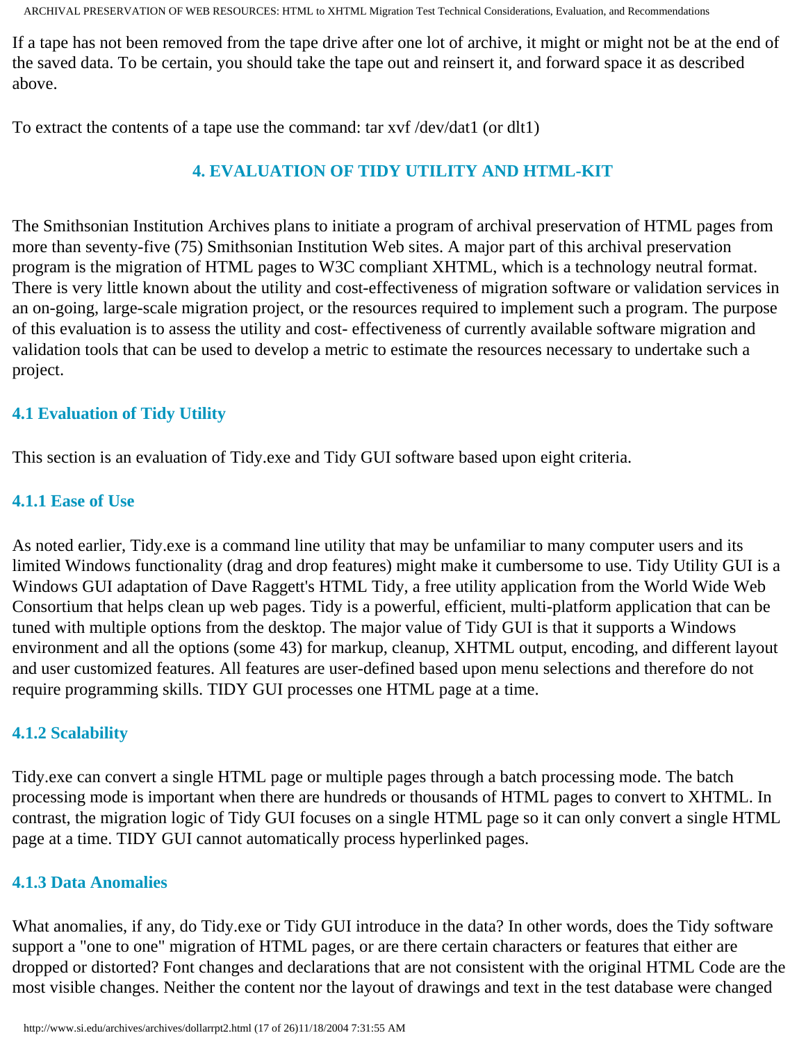If a tape has not been removed from the tape drive after one lot of archive, it might or might not be at the end of the saved data. To be certain, you should take the tape out and reinsert it, and forward space it as described above.

To extract the contents of a tape use the command: tar xvf /dev/dat1 (or dlt1)

## 4. EVALUATION OF TIDY UTILITY AND HTML-KIT

The Smithsonian Institution Archives plans to initiate a program of archival preservation of HTML pages from more than seventy-five (75) Smithsonian Institution Web sites. A major part of this archival preservation program is the migration of HTML pages to W3C compliant XHTML, which is a technology neutral format. There is very little known about the utility and cost-effectiveness of migration software or validation services in an on-going, large-scale migration project, or the resources required to implement such a program. The purpose of this evaluation is to assess the utility and cost- effectiveness of currently available software migration and validation tools that can be used to develop a metric to estimate the resources necessary to undertake such a project.

### 4.1 Evaluation of Tidy Utility

This section is an evaluation of Tidy.exe and Tidy GUI software based upon eight criteria.

#### 4.1.1 Ease of Use

As noted earlier, Tidy.exe is a command line utility that may be unfamiliar to many computer users and its limited Windows functionality (drag and drop features) might make it cumbersome to use. Tidy Utility GUI is a Windows GUI adaptation of Dave Raggett's HTML Tidy, a free utility application from the World Wide Web Consortium that helps clean up web pages. Tidy is a powerful, efficient, multi-platform application that can be tuned with multiple options from the desktop. The major value of Tidy GUI is that it supports a Windows environment and all the options (some 43) for markup, cleanup, XHTML output, encoding, and different layout and user customized features. All features are user-defined based upon menu selections and therefore do not require programming skills. TIDY GUI processes one HTML page at a time.

#### 4.1.2 Scalability

Tidy.exe can convert a single HTML page or multiple pages through a batch processing mode. The batch processing mode is important when there are hundreds or thousands of HTML pages to convert to XHTML. In contrast, the migration logic of Tidy GUI focuses on a single HTML page so it can only convert a single HTML page at a time. TIDY GUI cannot automatically process hyperlinked pages.

#### 4.1.3 Data Anomalies

What anomalies, if any, do Tidy.exe or Tidy GUI introduce in the data? In other words, does the Tidy software support a "one to one" migration of HTML pages, or are there certain characters or features that either are dropped or distorted? Font changes and declarations that are not consistent with the original HTML Code are the most visible changes. Neither the content nor the layout of drawings and text in the test database were changed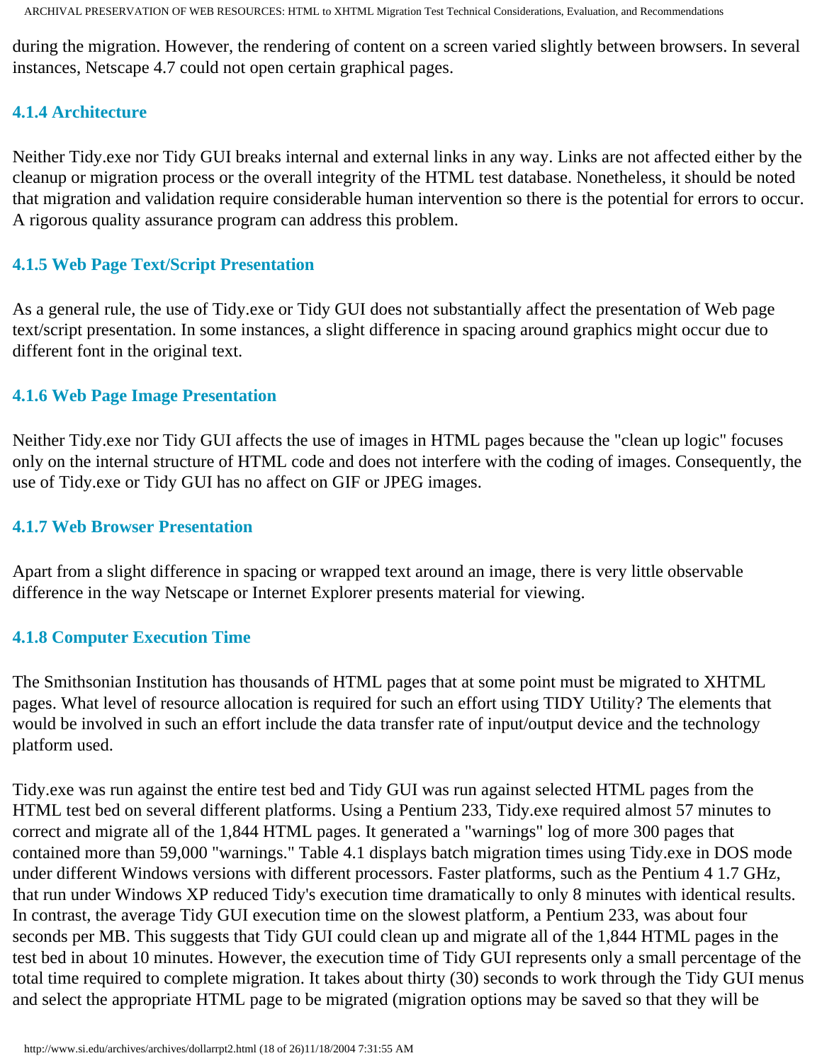during the migration. However, the rendering of content on a screen varied slightly between browsers. In several instances, Netscape 4.7 could not open certain graphical pages.

### 4.1.4 Architecture

Neither Tidy.exe nor Tidy GUI breaks internal and external links in any way. Links are not affected either by the cleanup or migration process or the overall integrity of the HTML test database. Nonetheless, it should be noted that migration and validation require considerable human intervention so there is the potential for errors to occur. A rigorous quality assurance program can address this problem.

### 4.1.5 Web Page Text/Script Presentation

As a general rule, the use of Tidy.exe or Tidy GUI does not substantially affect the presentation of Web page text/script presentation. In some instances, a slight difference in spacing around graphics might occur due to different font in the original text.

### 4.1.6 Web Page Image Presentation

Neither Tidy.exe nor Tidy GUI affects the use of images in HTML pages because the "clean up logic" focuses only on the internal structure of HTML code and does not interfere with the coding of images. Consequently, the use of Tidy.exe or Tidy GUI has no affect on GIF or JPEG images.

### 4.1.7 Web Browser Presentation

Apart from a slight difference in spacing or wrapped text around an image, there is very little observable difference in the way Netscape or Internet Explorer presents material for viewing.

### 4.1.8 Computer Execution Time

The Smithsonian Institution has thousands of HTML pages that at some point must be migrated to XHTML pages. What level of resource allocation is required for such an effort using TIDY Utility? The elements that would be involved in such an effort include the data transfer rate of input/output device and the technology platform used.

Tidy.exe was run against the entire test bed and Tidy GUI was run against selected HTML pages from the HTML test bed on several different platforms. Using a Pentium 233, Tidy.exe required almost 57 minutes to correct and migrate all of the 1,844 HTML pages. It generated a "warnings" log of more 300 pages that contained more than 59,000 "warnings." Table 4.1 displays batch migration times using Tidy.exe in DOS mode under different Windows versions with different processors. Faster platforms, such as the Pentium 4 1.7 GHz, that run under Windows XP reduced Tidy's execution time dramatically to only 8 minutes with identical results. In contrast, the average Tidy GUI execution time on the slowest platform, a Pentium 233, was about four seconds per MB. This suggests that Tidy GUI could clean up and migrate all of the 1,844 HTML pages in the test bed in about 10 minutes. However, the execution time of Tidy GUI represents only a small percentage of the total time required to complete migration. It takes about thirty (30) seconds to work through the Tidy GUI menus and select the appropriate HTML page to be migrated (migration options may be saved so that they will be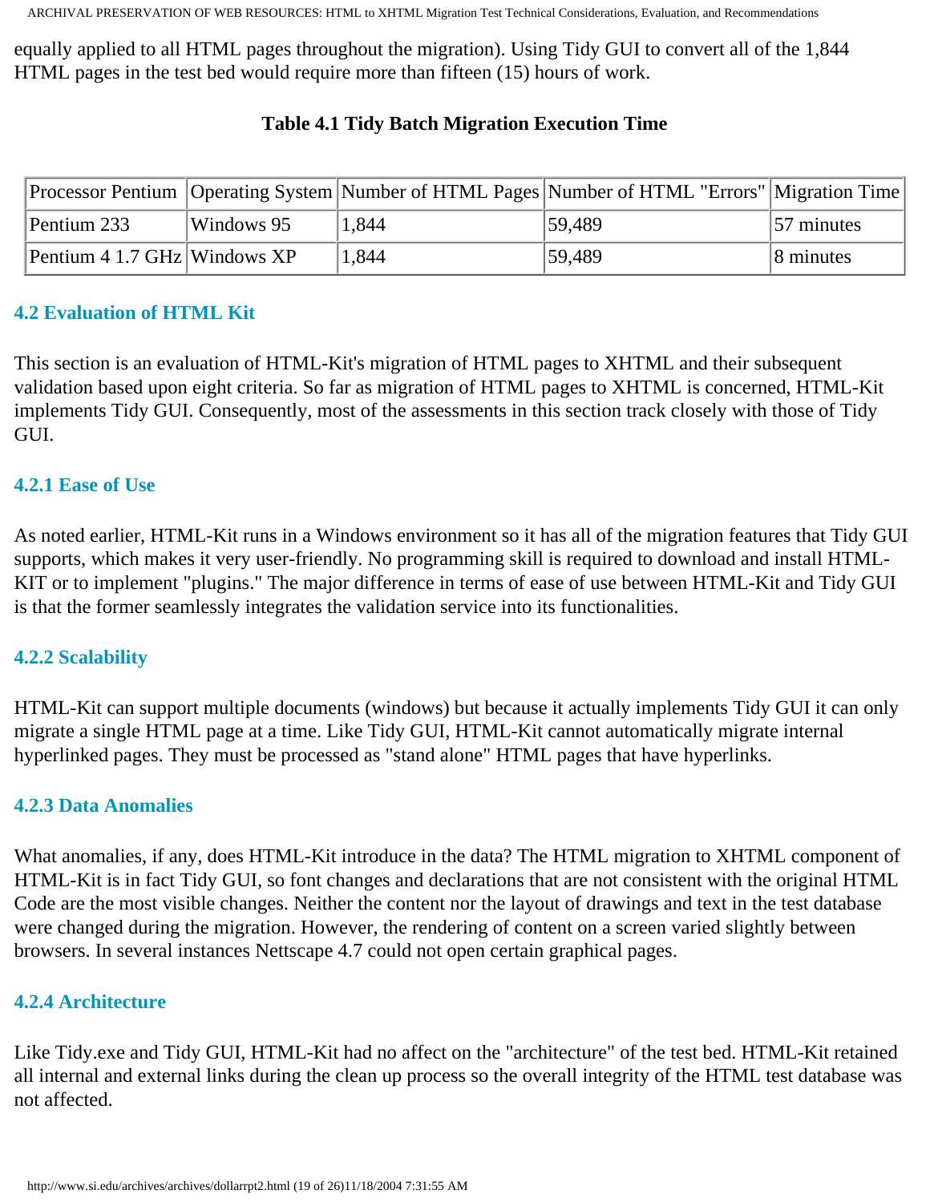equally applied to all HTML pages throughout the migration). Using Tidy GUI to convert all of the 1,844 HTML pages in the test bed would require more than fifteen (15) hours of work.

**Table 4.1 Tidy Batch Migration Execution Time**

| Processor Pentium | Operating System | Number of HTML Pages | Number of HTML "Errors" | Migration Time |
|---|---|---|---|---|
| Pentium 233 | Windows 95 | 1,844 | 59,489 | 57 minutes |
| Pentium 4 1.7 GHz | Windows XP | 1,844 | 59,489 | 8 minutes |

### 4.2 Evaluation of HTML Kit

This section is an evaluation of HTML-Kit's migration of HTML pages to XHTML and their subsequent validation based upon eight criteria. So far as migration of HTML pages to XHTML is concerned, HTML-Kit implements Tidy GUI. Consequently, most of the assessments in this section track closely with those of Tidy GUI.

#### 4.2.1 Ease of Use

As noted earlier, HTML-Kit runs in a Windows environment so it has all of the migration features that Tidy GUI supports, which makes it very user-friendly. No programming skill is required to download and install HTML-KIT or to implement "plugins." The major difference in terms of ease of use between HTML-Kit and Tidy GUI is that the former seamlessly integrates the validation service into its functionalities.

#### 4.2.2 Scalability

HTML-Kit can support multiple documents (windows) but because it actually implements Tidy GUI it can only migrate a single HTML page at a time. Like Tidy GUI, HTML-Kit cannot automatically migrate internal hyperlinked pages. They must be processed as "stand alone" HTML pages that have hyperlinks.

#### 4.2.3 Data Anomalies

What anomalies, if any, does HTML-Kit introduce in the data? The HTML migration to XHTML component of HTML-Kit is in fact Tidy GUI, so font changes and declarations that are not consistent with the original HTML Code are the most visible changes. Neither the content nor the layout of drawings and text in the test database were changed during the migration. However, the rendering of content on a screen varied slightly between browsers. In several instances Nettscape 4.7 could not open certain graphical pages.

#### 4.2.4 Architecture

Like Tidy.exe and Tidy GUI, HTML-Kit had no affect on the "architecture" of the test bed. HTML-Kit retained all internal and external links during the clean up process so the overall integrity of the HTML test database was not affected.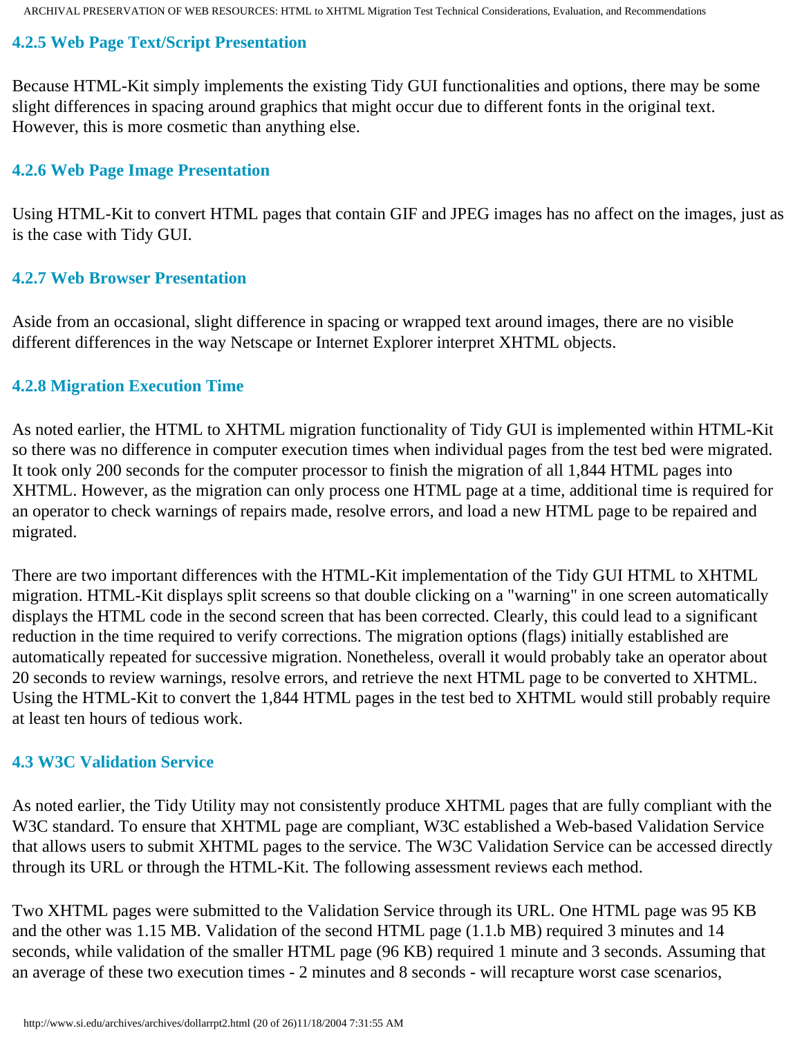### 4.2.5 Web Page Text/Script Presentation

Because HTML-Kit simply implements the existing Tidy GUI functionalities and options, there may be some slight differences in spacing around graphics that might occur due to different fonts in the original text. However, this is more cosmetic than anything else.

### 4.2.6 Web Page Image Presentation

Using HTML-Kit to convert HTML pages that contain GIF and JPEG images has no affect on the images, just as is the case with Tidy GUI.

### 4.2.7 Web Browser Presentation

Aside from an occasional, slight difference in spacing or wrapped text around images, there are no visible different differences in the way Netscape or Internet Explorer interpret XHTML objects.

### 4.2.8 Migration Execution Time

As noted earlier, the HTML to XHTML migration functionality of Tidy GUI is implemented within HTML-Kit so there was no difference in computer execution times when individual pages from the test bed were migrated. It took only 200 seconds for the computer processor to finish the migration of all 1,844 HTML pages into XHTML. However, as the migration can only process one HTML page at a time, additional time is required for an operator to check warnings of repairs made, resolve errors, and load a new HTML page to be repaired and migrated.

There are two important differences with the HTML-Kit implementation of the Tidy GUI HTML to XHTML migration. HTML-Kit displays split screens so that double clicking on a "warning" in one screen automatically displays the HTML code in the second screen that has been corrected. Clearly, this could lead to a significant reduction in the time required to verify corrections. The migration options (flags) initially established are automatically repeated for successive migration. Nonetheless, overall it would probably take an operator about 20 seconds to review warnings, resolve errors, and retrieve the next HTML page to be converted to XHTML. Using the HTML-Kit to convert the 1,844 HTML pages in the test bed to XHTML would still probably require at least ten hours of tedious work.

## 4.3 W3C Validation Service

As noted earlier, the Tidy Utility may not consistently produce XHTML pages that are fully compliant with the W3C standard. To ensure that XHTML page are compliant, W3C established a Web-based Validation Service that allows users to submit XHTML pages to the service. The W3C Validation Service can be accessed directly through its URL or through the HTML-Kit. The following assessment reviews each method.

Two XHTML pages were submitted to the Validation Service through its URL. One HTML page was 95 KB and the other was 1.15 MB. Validation of the second HTML page (1.1.b MB) required 3 minutes and 14 seconds, while validation of the smaller HTML page (96 KB) required 1 minute and 3 seconds. Assuming that an average of these two execution times - 2 minutes and 8 seconds - will recapture worst case scenarios,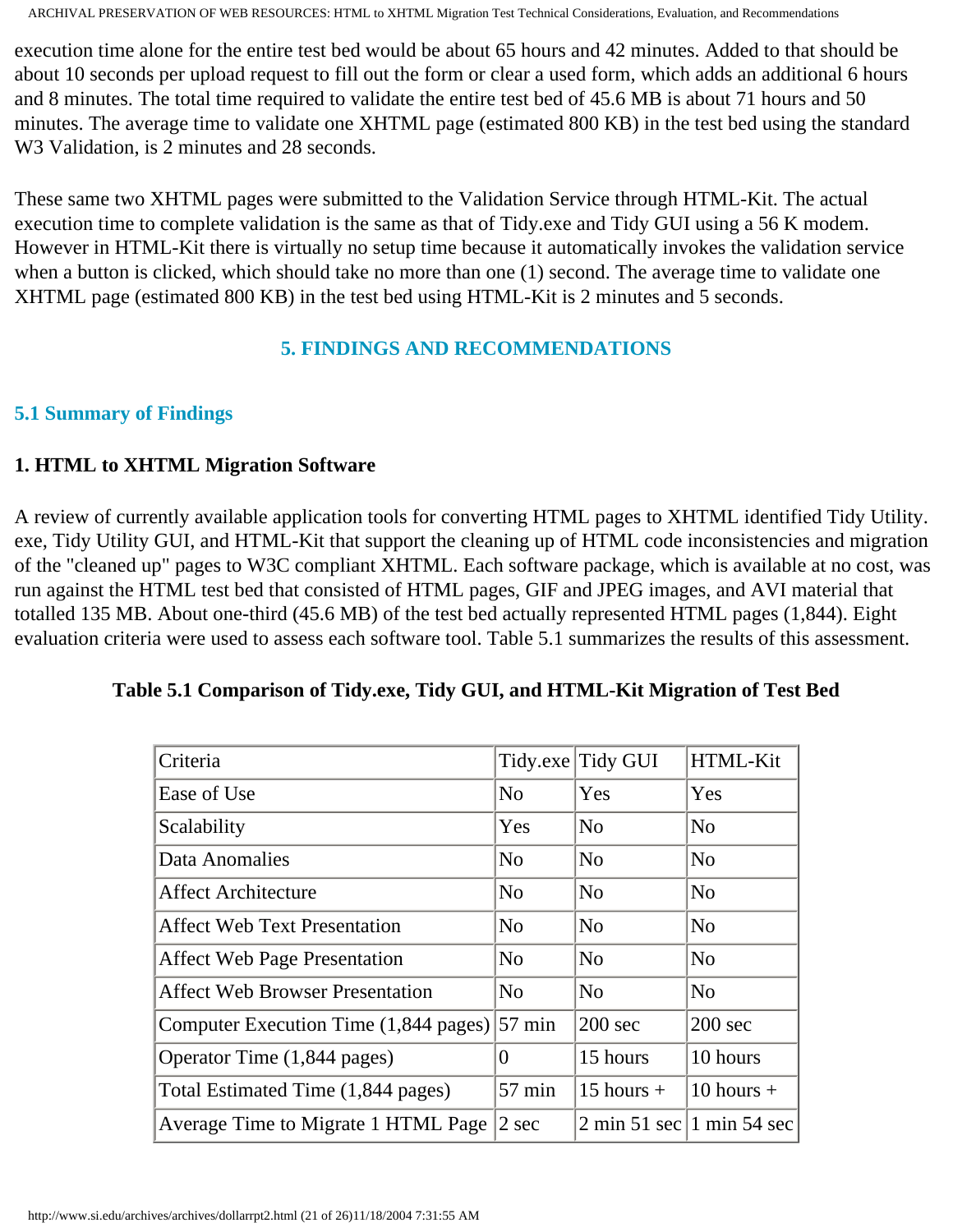execution time alone for the entire test bed would be about 65 hours and 42 minutes. Added to that should be about 10 seconds per upload request to fill out the form or clear a used form, which adds an additional 6 hours and 8 minutes. The total time required to validate the entire test bed of 45.6 MB is about 71 hours and 50 minutes. The average time to validate one XHTML page (estimated 800 KB) in the test bed using the standard W3 Validation, is 2 minutes and 28 seconds.

These same two XHTML pages were submitted to the Validation Service through HTML-Kit. The actual execution time to complete validation is the same as that of Tidy.exe and Tidy GUI using a 56 K modem. However in HTML-Kit there is virtually no setup time because it automatically invokes the validation service when a button is clicked, which should take no more than one (1) second. The average time to validate one XHTML page (estimated 800 KB) in the test bed using HTML-Kit is 2 minutes and 5 seconds.

## 5. FINDINGS AND RECOMMENDATIONS

### 5.1 Summary of Findings

**1. HTML to XHTML Migration Software**

A review of currently available application tools for converting HTML pages to XHTML identified Tidy Utility. exe, Tidy Utility GUI, and HTML-Kit that support the cleaning up of HTML code inconsistencies and migration of the "cleaned up" pages to W3C compliant XHTML. Each software package, which is available at no cost, was run against the HTML test bed that consisted of HTML pages, GIF and JPEG images, and AVI material that totalled 135 MB. About one-third (45.6 MB) of the test bed actually represented HTML pages (1,844). Eight evaluation criteria were used to assess each software tool. Table 5.1 summarizes the results of this assessment.

**Table 5.1 Comparison of Tidy.exe, Tidy GUI, and HTML-Kit Migration of Test Bed**

| Criteria | Tidy.exe | Tidy GUI | HTML-Kit |
|---|---|---|---|
| Ease of Use | No | Yes | Yes |
| Scalability | Yes | No | No |
| Data Anomalies | No | No | No |
| Affect Architecture | No | No | No |
| Affect Web Text Presentation | No | No | No |
| Affect Web Page Presentation | No | No | No |
| Affect Web Browser Presentation | No | No | No |
| Computer Execution Time (1,844 pages) | 57 min | 200 sec | 200 sec |
| Operator Time (1,844 pages) | 0 | 15 hours | 10 hours |
| Total Estimated Time (1,844 pages) | 57 min | 15 hours + | 10 hours + |
| Average Time to Migrate 1 HTML Page | 2 sec | 2 min 51 sec | 1 min 54 sec |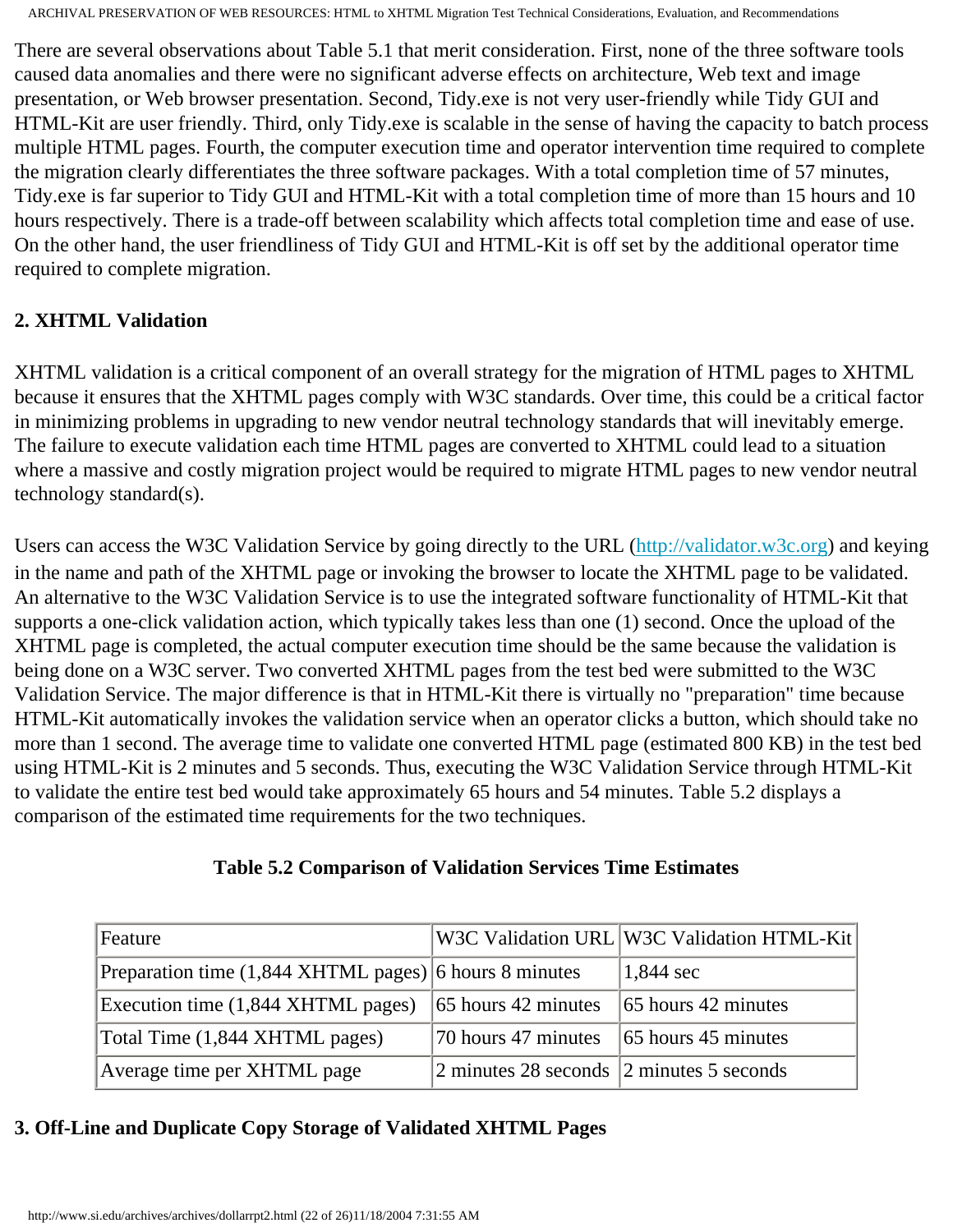There are several observations about Table 5.1 that merit consideration. First, none of the three software tools caused data anomalies and there were no significant adverse effects on architecture, Web text and image presentation, or Web browser presentation. Second, Tidy.exe is not very user-friendly while Tidy GUI and HTML-Kit are user friendly. Third, only Tidy.exe is scalable in the sense of having the capacity to batch process multiple HTML pages. Fourth, the computer execution time and operator intervention time required to complete the migration clearly differentiates the three software packages. With a total completion time of 57 minutes, Tidy.exe is far superior to Tidy GUI and HTML-Kit with a total completion time of more than 15 hours and 10 hours respectively. There is a trade-off between scalability which affects total completion time and ease of use. On the other hand, the user friendliness of Tidy GUI and HTML-Kit is off set by the additional operator time required to complete migration.

### 2. XHTML Validation

XHTML validation is a critical component of an overall strategy for the migration of HTML pages to XHTML because it ensures that the XHTML pages comply with W3C standards. Over time, this could be a critical factor in minimizing problems in upgrading to new vendor neutral technology standards that will inevitably emerge. The failure to execute validation each time HTML pages are converted to XHTML could lead to a situation where a massive and costly migration project would be required to migrate HTML pages to new vendor neutral technology standard(s).

Users can access the W3C Validation Service by going directly to the URL (http://validator.w3c.org) and keying in the name and path of the XHTML page or invoking the browser to locate the XHTML page to be validated. An alternative to the W3C Validation Service is to use the integrated software functionality of HTML-Kit that supports a one-click validation action, which typically takes less than one (1) second. Once the upload of the XHTML page is completed, the actual computer execution time should be the same because the validation is being done on a W3C server. Two converted XHTML pages from the test bed were submitted to the W3C Validation Service. The major difference is that in HTML-Kit there is virtually no "preparation" time because HTML-Kit automatically invokes the validation service when an operator clicks a button, which should take no more than 1 second. The average time to validate one converted HTML page (estimated 800 KB) in the test bed using HTML-Kit is 2 minutes and 5 seconds. Thus, executing the W3C Validation Service through HTML-Kit to validate the entire test bed would take approximately 65 hours and 54 minutes. Table 5.2 displays a comparison of the estimated time requirements for the two techniques.

**Table 5.2 Comparison of Validation Services Time Estimates**

| Feature | W3C Validation URL | W3C Validation HTML-Kit |
|---|---|---|
| Preparation time (1,844 XHTML pages) | 6 hours 8 minutes | 1,844 sec |
| Execution time (1,844 XHTML pages) | 65 hours 42 minutes | 65 hours 42 minutes |
| Total Time (1,844 XHTML pages) | 70 hours 47 minutes | 65 hours 45 minutes |
| Average time per XHTML page | 2 minutes 28 seconds | 2 minutes 5 seconds |

### 3. Off-Line and Duplicate Copy Storage of Validated XHTML Pages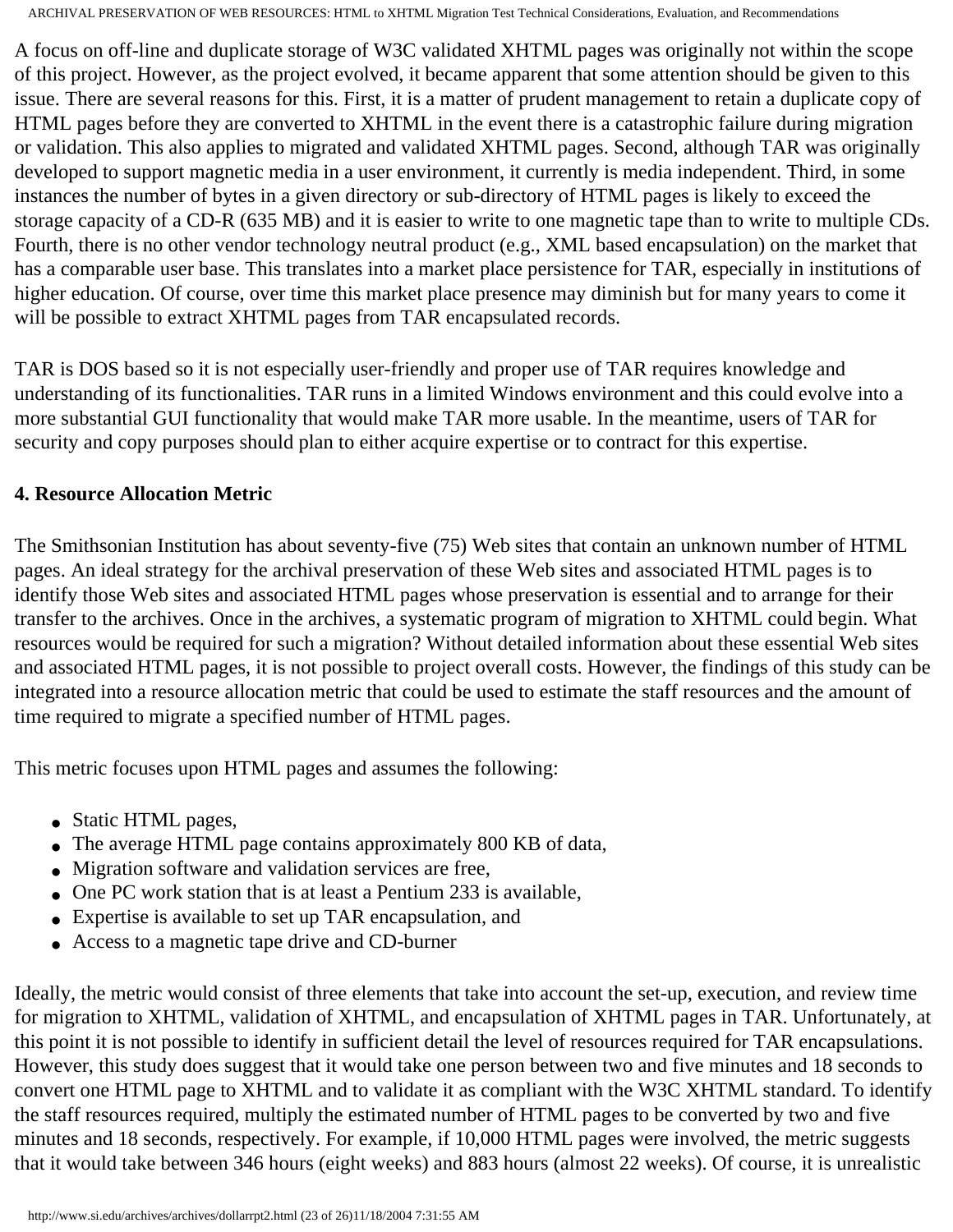A focus on off-line and duplicate storage of W3C validated XHTML pages was originally not within the scope of this project. However, as the project evolved, it became apparent that some attention should be given to this issue. There are several reasons for this. First, it is a matter of prudent management to retain a duplicate copy of HTML pages before they are converted to XHTML in the event there is a catastrophic failure during migration or validation. This also applies to migrated and validated XHTML pages. Second, although TAR was originally developed to support magnetic media in a user environment, it currently is media independent. Third, in some instances the number of bytes in a given directory or sub-directory of HTML pages is likely to exceed the storage capacity of a CD-R (635 MB) and it is easier to write to one magnetic tape than to write to multiple CDs. Fourth, there is no other vendor technology neutral product (e.g., XML based encapsulation) on the market that has a comparable user base. This translates into a market place persistence for TAR, especially in institutions of higher education. Of course, over time this market place presence may diminish but for many years to come it will be possible to extract XHTML pages from TAR encapsulated records.

TAR is DOS based so it is not especially user-friendly and proper use of TAR requires knowledge and understanding of its functionalities. TAR runs in a limited Windows environment and this could evolve into a more substantial GUI functionality that would make TAR more usable. In the meantime, users of TAR for security and copy purposes should plan to either acquire expertise or to contract for this expertise.

**4. Resource Allocation Metric**

The Smithsonian Institution has about seventy-five (75) Web sites that contain an unknown number of HTML pages. An ideal strategy for the archival preservation of these Web sites and associated HTML pages is to identify those Web sites and associated HTML pages whose preservation is essential and to arrange for their transfer to the archives. Once in the archives, a systematic program of migration to XHTML could begin. What resources would be required for such a migration? Without detailed information about these essential Web sites and associated HTML pages, it is not possible to project overall costs. However, the findings of this study can be integrated into a resource allocation metric that could be used to estimate the staff resources and the amount of time required to migrate a specified number of HTML pages.

This metric focuses upon HTML pages and assumes the following:

- Static HTML pages,
- The average HTML page contains approximately 800 KB of data,
- Migration software and validation services are free,
- One PC work station that is at least a Pentium 233 is available,
- Expertise is available to set up TAR encapsulation, and
- Access to a magnetic tape drive and CD-burner

Ideally, the metric would consist of three elements that take into account the set-up, execution, and review time for migration to XHTML, validation of XHTML, and encapsulation of XHTML pages in TAR. Unfortunately, at this point it is not possible to identify in sufficient detail the level of resources required for TAR encapsulations. However, this study does suggest that it would take one person between two and five minutes and 18 seconds to convert one HTML page to XHTML and to validate it as compliant with the W3C XHTML standard. To identify the staff resources required, multiply the estimated number of HTML pages to be converted by two and five minutes and 18 seconds, respectively. For example, if 10,000 HTML pages were involved, the metric suggests that it would take between 346 hours (eight weeks) and 883 hours (almost 22 weeks). Of course, it is unrealistic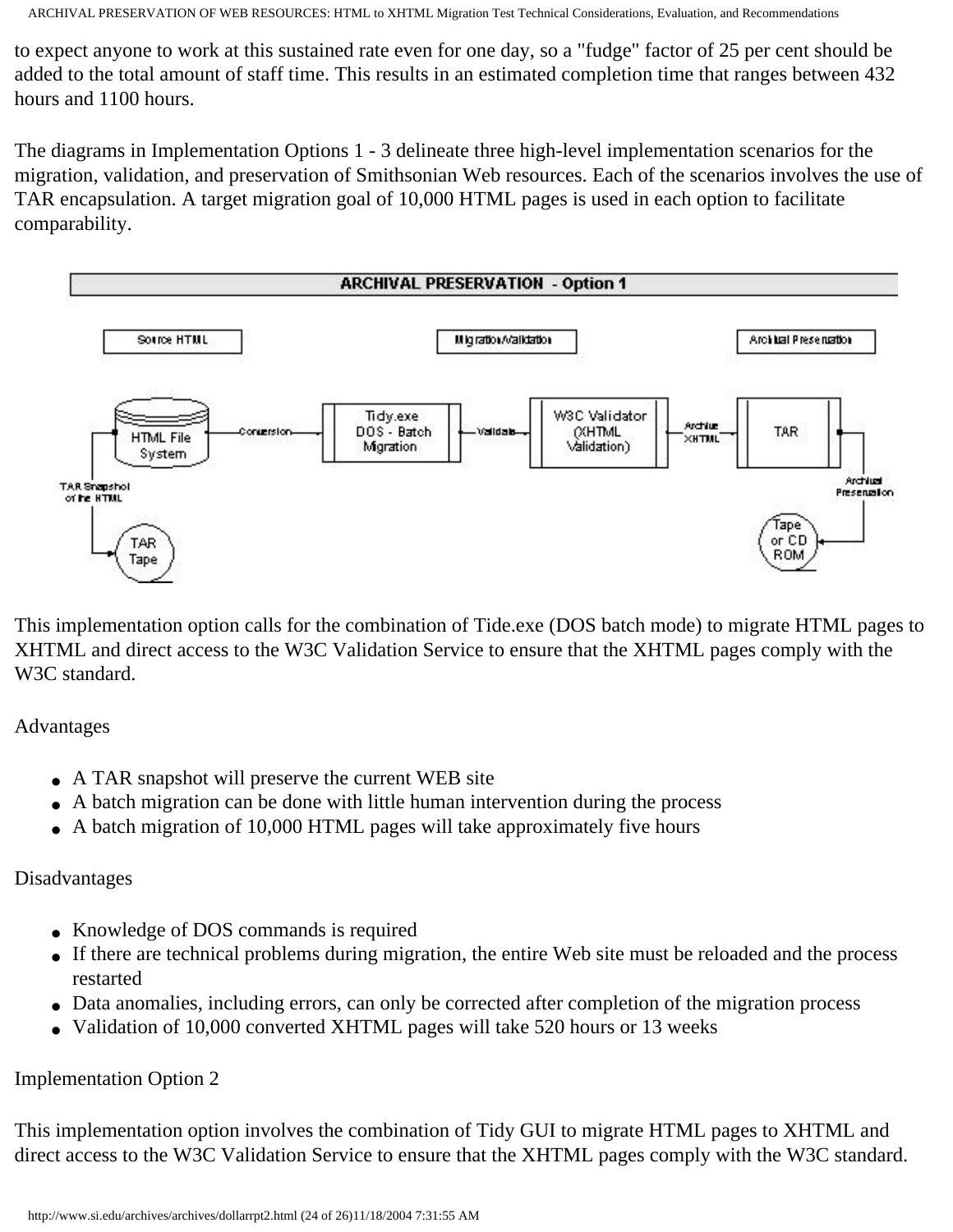to expect anyone to work at this sustained rate even for one day, so a "fudge" factor of 25 per cent should be added to the total amount of staff time. This results in an estimated completion time that ranges between 432 hours and 1100 hours.

The diagrams in Implementation Options 1 - 3 delineate three high-level implementation scenarios for the migration, validation, and preservation of Smithsonian Web resources. Each of the scenarios involves the use of TAR encapsulation. A target migration goal of 10,000 HTML pages is used in each option to facilitate comparability.

This implementation option calls for the combination of Tide.exe (DOS batch mode) to migrate HTML pages to XHTML and direct access to the W3C Validation Service to ensure that the XHTML pages comply with the W3C standard.

Advantages

- A TAR snapshot will preserve the current WEB site
- A batch migration can be done with little human intervention during the process
- A batch migration of 10,000 HTML pages will take approximately five hours

Disadvantages

- Knowledge of DOS commands is required
- If there are technical problems during migration, the entire Web site must be reloaded and the process restarted
- Data anomalies, including errors, can only be corrected after completion of the migration process
- Validation of 10,000 converted XHTML pages will take 520 hours or 13 weeks

Implementation Option 2

This implementation option involves the combination of Tidy GUI to migrate HTML pages to XHTML and direct access to the W3C Validation Service to ensure that the XHTML pages comply with the W3C standard.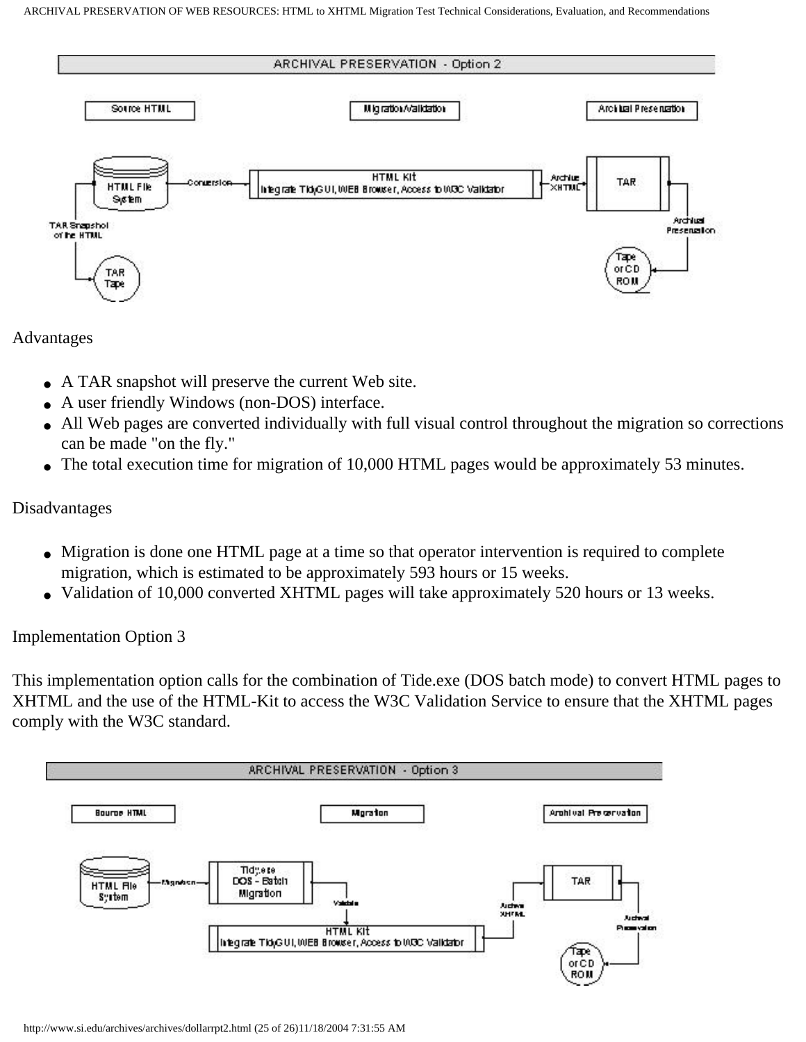Advantages

- A TAR snapshot will preserve the current Web site.
- A user friendly Windows (non-DOS) interface.
- All Web pages are converted individually with full visual control throughout the migration so corrections can be made "on the fly."
- The total execution time for migration of 10,000 HTML pages would be approximately 53 minutes.

Disadvantages

- Migration is done one HTML page at a time so that operator intervention is required to complete migration, which is estimated to be approximately 593 hours or 15 weeks.
- Validation of 10,000 converted XHTML pages will take approximately 520 hours or 13 weeks.

Implementation Option 3

This implementation option calls for the combination of Tide.exe (DOS batch mode) to convert HTML pages to XHTML and the use of the HTML-Kit to access the W3C Validation Service to ensure that the XHTML pages comply with the W3C standard.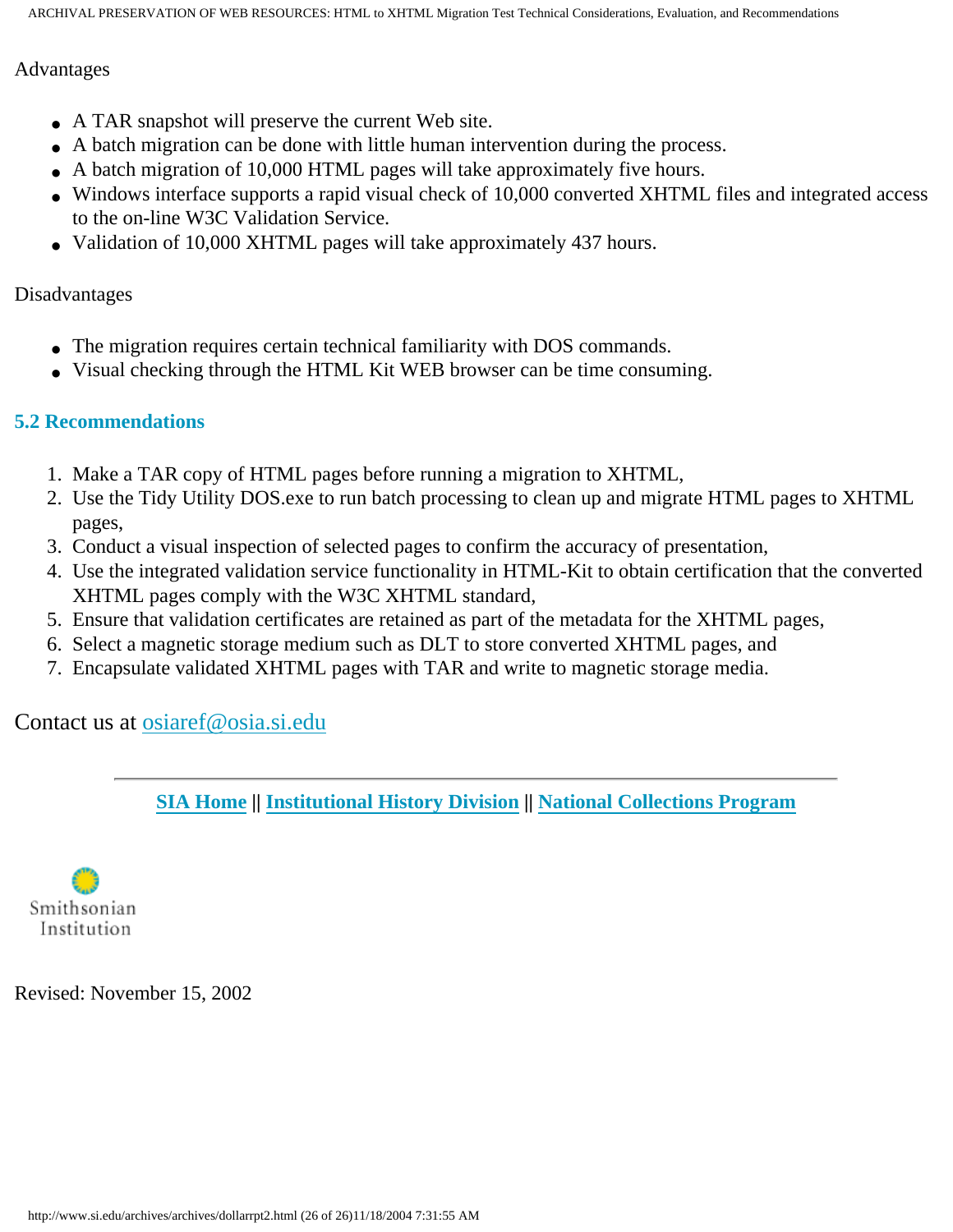Advantages

- A TAR snapshot will preserve the current Web site.
- A batch migration can be done with little human intervention during the process.
- A batch migration of 10,000 HTML pages will take approximately five hours.
- Windows interface supports a rapid visual check of 10,000 converted XHTML files and integrated access to the on-line W3C Validation Service.
- Validation of 10,000 XHTML pages will take approximately 437 hours.

Disadvantages

- The migration requires certain technical familiarity with DOS commands.
- Visual checking through the HTML Kit WEB browser can be time consuming.

### 5.2 Recommendations

1. Make a TAR copy of HTML pages before running a migration to XHTML,
2. Use the Tidy Utility DOS.exe to run batch processing to clean up and migrate HTML pages to XHTML pages,
3. Conduct a visual inspection of selected pages to confirm the accuracy of presentation,
4. Use the integrated validation service functionality in HTML-Kit to obtain certification that the converted XHTML pages comply with the W3C XHTML standard,
5. Ensure that validation certificates are retained as part of the metadata for the XHTML pages,
6. Select a magnetic storage medium such as DLT to store converted XHTML pages, and
7. Encapsulate validated XHTML pages with TAR and write to magnetic storage media.

Contact us at osiaref@osia.si.edu

---

**SIA Home** || **Institutional History Division** || **National Collections Program**

Smithsonian Institution

Revised: November 15, 2002